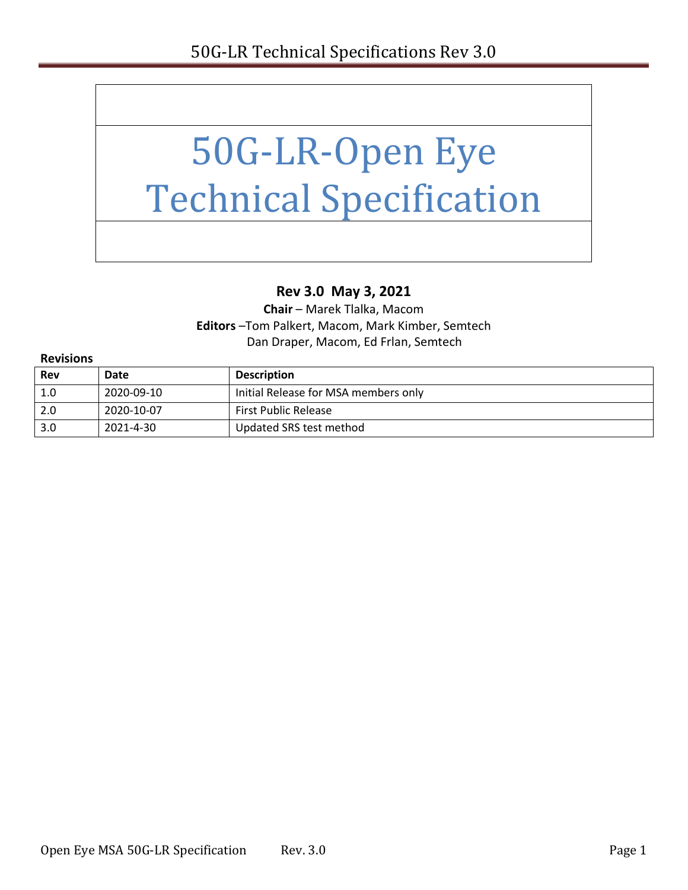# 50G-LR-Open Eye Technical Specification

**Rev 3.0 May 3, 2021**

**Chair** – Marek Tlalka, Macom

**Editors** –Tom Palkert, Macom, Mark Kimber, Semtech
Dan Draper, Macom, Ed Frlan, Semtech

**Revisions**

| Rev | Date | Description |
|---|---|---|
| 1.0 | 2020-09-10 | Initial Release for MSA members only |
| 2.0 | 2020-10-07 | First Public Release |
| 3.0 | 2021-4-30 | Updated SRS test method |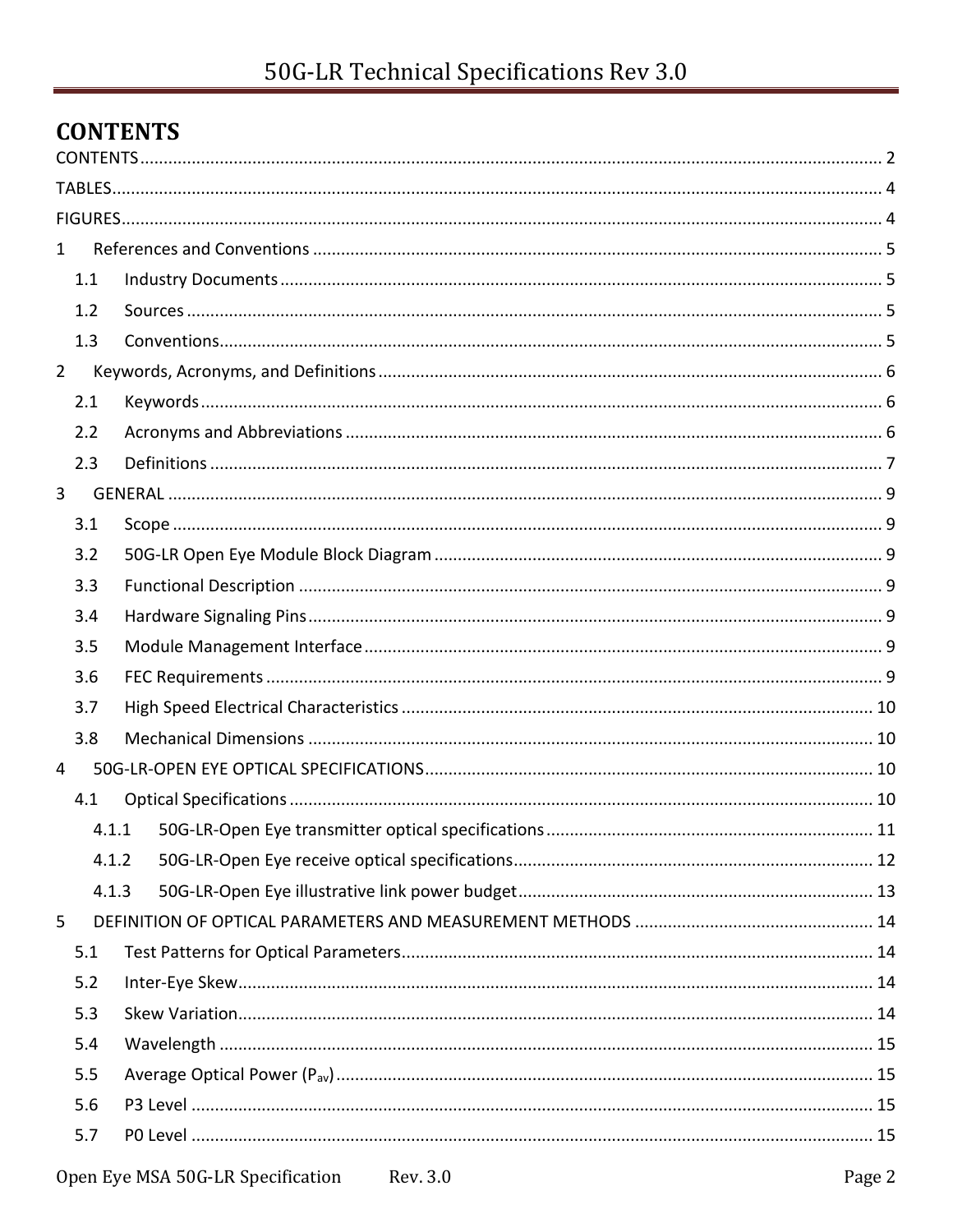# CONTENTS

CONTENTS .......... 2

TABLES .......... 4

FIGURES .......... 4

1 References and Conventions .......... 5

- 1.1 Industry Documents .......... 5
- 1.2 Sources .......... 5
- 1.3 Conventions .......... 5

2 Keywords, Acronyms, and Definitions .......... 6

- 2.1 Keywords .......... 6
- 2.2 Acronyms and Abbreviations .......... 6
- 2.3 Definitions .......... 7

3 GENERAL .......... 9

- 3.1 Scope .......... 9
- 3.2 50G-LR Open Eye Module Block Diagram .......... 9
- 3.3 Functional Description .......... 9
- 3.4 Hardware Signaling Pins .......... 9
- 3.5 Module Management Interface .......... 9
- 3.6 FEC Requirements .......... 9
- 3.7 High Speed Electrical Characteristics .......... 10
- 3.8 Mechanical Dimensions .......... 10

4 50G-LR-OPEN EYE OPTICAL SPECIFICATIONS .......... 10

- 4.1 Optical Specifications .......... 10
  - 4.1.1 50G-LR-Open Eye transmitter optical specifications .......... 11
  - 4.1.2 50G-LR-Open Eye receive optical specifications .......... 12
  - 4.1.3 50G-LR-Open Eye illustrative link power budget .......... 13

5 DEFINITION OF OPTICAL PARAMETERS AND MEASUREMENT METHODS .......... 14

- 5.1 Test Patterns for Optical Parameters .......... 14
- 5.2 Inter-Eye Skew .......... 14
- 5.3 Skew Variation .......... 14
- 5.4 Wavelength .......... 15
- 5.5 Average Optical Power ($P_{av}$) .......... 15
- 5.6 P3 Level .......... 15
- 5.7 P0 Level .......... 15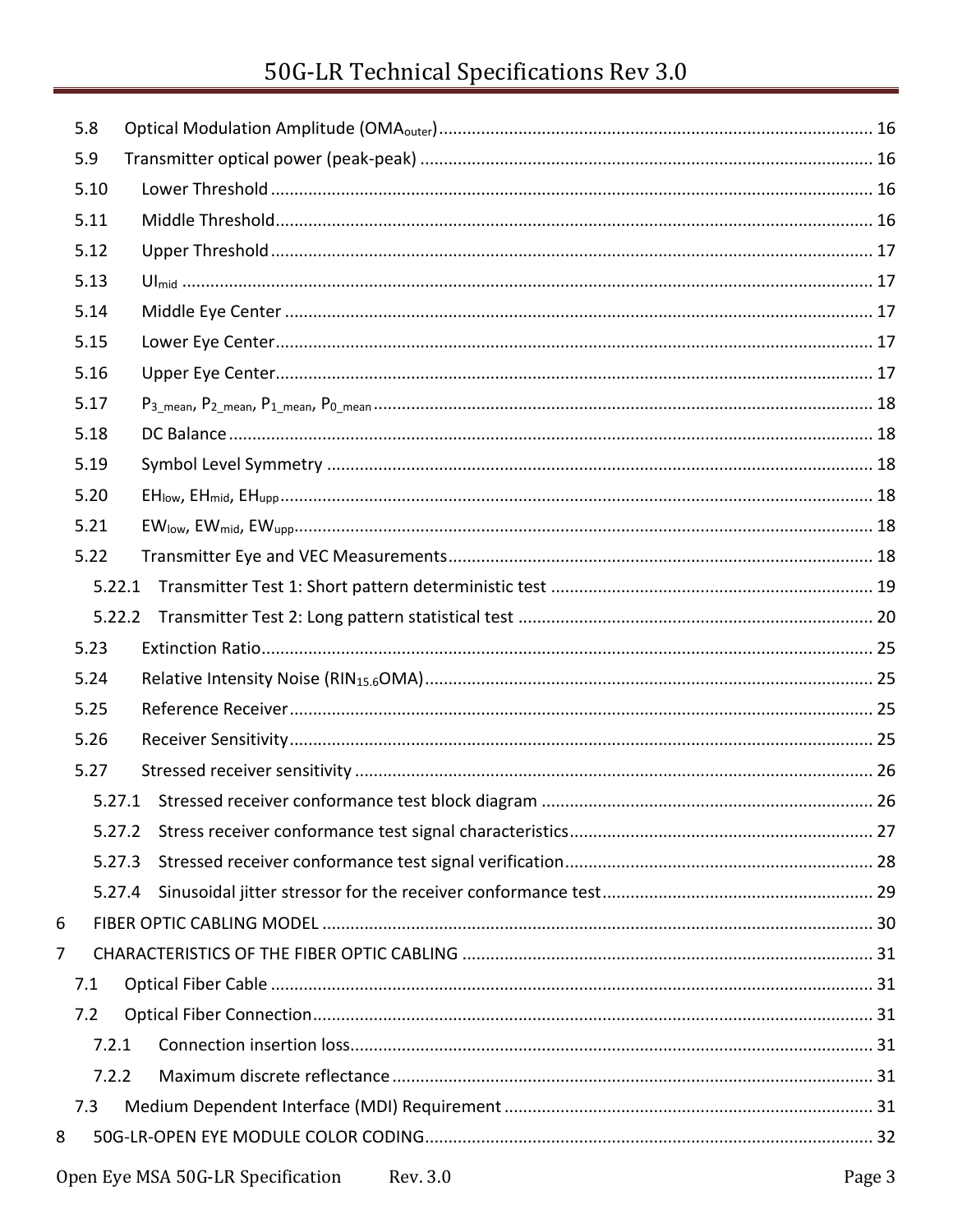5.8 Optical Modulation Amplitude ($OMA_{outer}$) ... 16

5.9 Transmitter optical power (peak-peak) ... 16

5.10 Lower Threshold ... 16

5.11 Middle Threshold ... 16

5.12 Upper Threshold ... 17

5.13 $UI_{mid}$ ... 17

5.14 Middle Eye Center ... 17

5.15 Lower Eye Center ... 17

5.16 Upper Eye Center ... 17

5.17 $P_{3\_mean}$, $P_{2\_mean}$, $P_{1\_mean}$, $P_{0\_mean}$ ... 18

5.18 DC Balance ... 18

5.19 Symbol Level Symmetry ... 18

5.20 $EH_{low}$, $EH_{mid}$, $EH_{upp}$ ... 18

5.21 $EW_{low}$, $EW_{mid}$, $EW_{upp}$ ... 18

5.22 Transmitter Eye and VEC Measurements ... 18

5.22.1 Transmitter Test 1: Short pattern deterministic test ... 19

5.22.2 Transmitter Test 2: Long pattern statistical test ... 20

5.23 Extinction Ratio ... 25

5.24 Relative Intensity Noise ($RIN_{15.6}OMA$) ... 25

5.25 Reference Receiver ... 25

5.26 Receiver Sensitivity ... 25

5.27 Stressed receiver sensitivity ... 26

5.27.1 Stressed receiver conformance test block diagram ... 26

5.27.2 Stress receiver conformance test signal characteristics ... 27

5.27.3 Stressed receiver conformance test signal verification ... 28

5.27.4 Sinusoidal jitter stressor for the receiver conformance test ... 29

6 FIBER OPTIC CABLING MODEL ... 30

7 CHARACTERISTICS OF THE FIBER OPTIC CABLING ... 31

7.1 Optical Fiber Cable ... 31

7.2 Optical Fiber Connection ... 31

7.2.1 Connection insertion loss ... 31

7.2.2 Maximum discrete reflectance ... 31

7.3 Medium Dependent Interface (MDI) Requirement ... 31

8 50G-LR-OPEN EYE MODULE COLOR CODING ... 32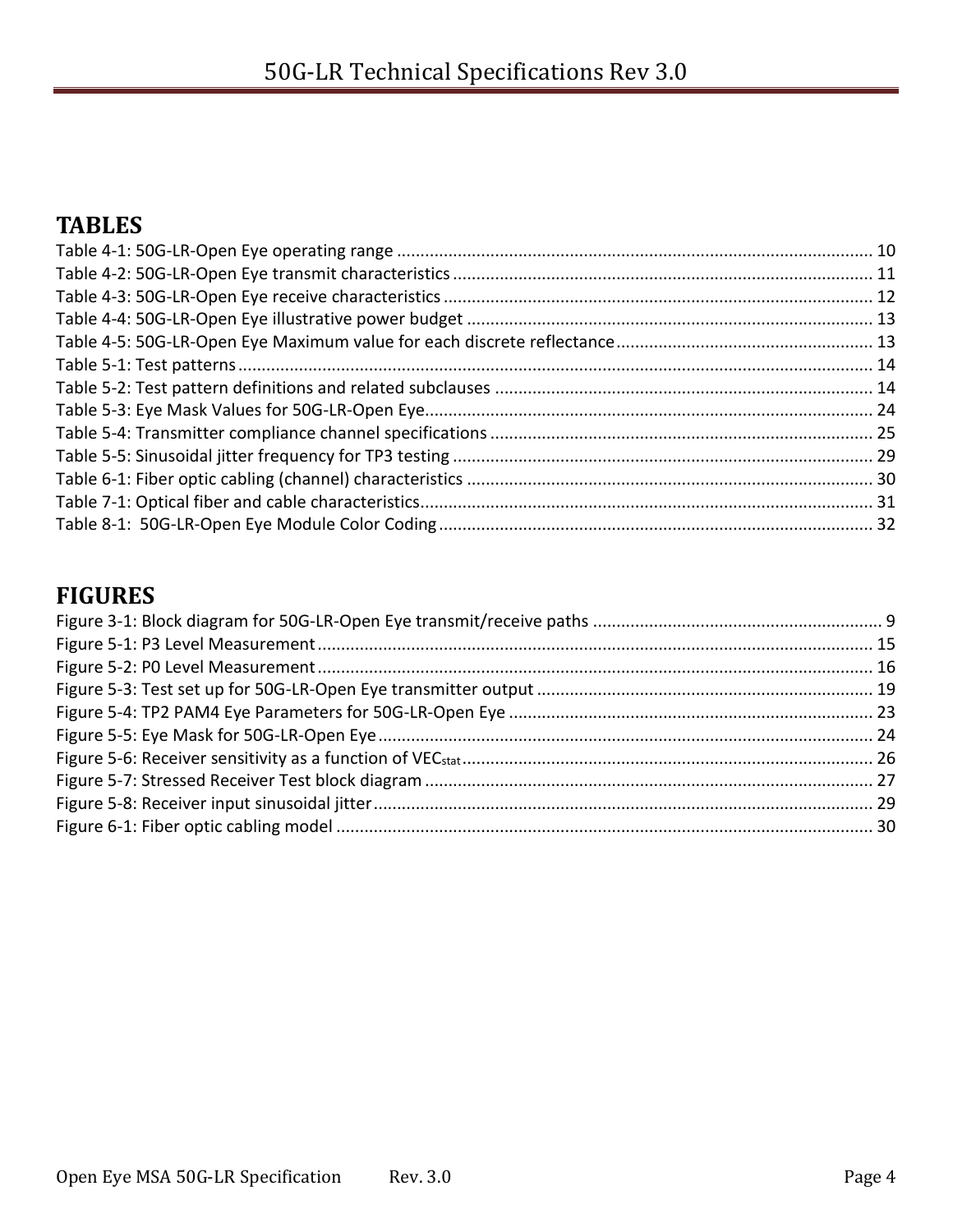# TABLES

Table 4-1: 50G-LR-Open Eye operating range ..................................................................................................... 10
Table 4-2: 50G-LR-Open Eye transmit characteristics ......................................................................................... 11
Table 4-3: 50G-LR-Open Eye receive characteristics ........................................................................................... 12
Table 4-4: 50G-LR-Open Eye illustrative power budget ...................................................................................... 13
Table 4-5: 50G-LR-Open Eye Maximum value for each discrete reflectance ....................................................... 13
Table 5-1: Test patterns ....................................................................................................................................... 14
Table 5-2: Test pattern definitions and related subclauses ................................................................................. 14
Table 5-3: Eye Mask Values for 50G-LR-Open Eye................................................................................................ 24
Table 5-4: Transmitter compliance channel specifications .................................................................................. 25
Table 5-5: Sinusoidal jitter frequency for TP3 testing .......................................................................................... 29
Table 6-1: Fiber optic cabling (channel) characteristics ....................................................................................... 30
Table 7-1: Optical fiber and cable characteristics................................................................................................. 31
Table 8-1: 50G-LR-Open Eye Module Color Coding ............................................................................................. 32

# FIGURES

Figure 3-1: Block diagram for 50G-LR-Open Eye transmit/receive paths .............................................................. 9
Figure 5-1: P3 Level Measurement ...................................................................................................................... 15
Figure 5-2: P0 Level Measurement ...................................................................................................................... 16
Figure 5-3: Test set up for 50G-LR-Open Eye transmitter output ........................................................................ 19
Figure 5-4: TP2 PAM4 Eye Parameters for 50G-LR-Open Eye .............................................................................. 23
Figure 5-5: Eye Mask for 50G-LR-Open Eye.......................................................................................................... 24
Figure 5-6: Receiver sensitivity as a function of $VEC_{stat}$ ........................................................................................ 26
Figure 5-7: Stressed Receiver Test block diagram ................................................................................................ 27
Figure 5-8: Receiver input sinusoidal jitter ........................................................................................................... 29
Figure 6-1: Fiber optic cabling model .................................................................................................................. 30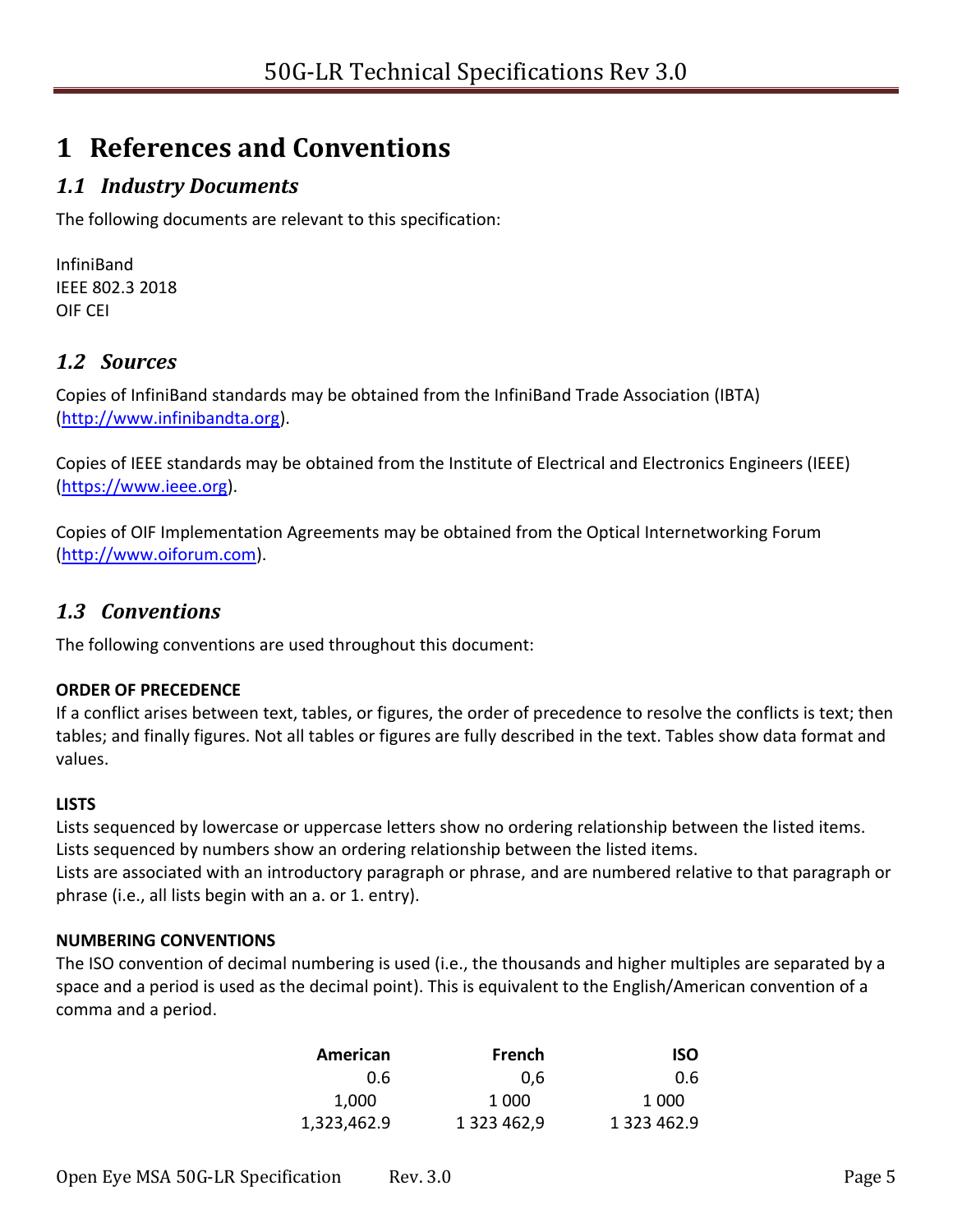# 1 References and Conventions

## 1.1 Industry Documents

The following documents are relevant to this specification:

InfiniBand
IEEE 802.3 2018
OIF CEI

## 1.2 Sources

Copies of InfiniBand standards may be obtained from the InfiniBand Trade Association (IBTA) (http://www.infinibandta.org).

Copies of IEEE standards may be obtained from the Institute of Electrical and Electronics Engineers (IEEE) (https://www.ieee.org).

Copies of OIF Implementation Agreements may be obtained from the Optical Internetworking Forum (http://www.oiforum.com).

## 1.3 Conventions

The following conventions are used throughout this document:

**ORDER OF PRECEDENCE**
If a conflict arises between text, tables, or figures, the order of precedence to resolve the conflicts is text; then tables; and finally figures. Not all tables or figures are fully described in the text. Tables show data format and values.

**LISTS**
Lists sequenced by lowercase or uppercase letters show no ordering relationship between the listed items.
Lists sequenced by numbers show an ordering relationship between the listed items.
Lists are associated with an introductory paragraph or phrase, and are numbered relative to that paragraph or phrase (i.e., all lists begin with an a. or 1. entry).

**NUMBERING CONVENTIONS**
The ISO convention of decimal numbering is used (i.e., the thousands and higher multiples are separated by a space and a period is used as the decimal point). This is equivalent to the English/American convention of a comma and a period.

| American | French | ISO |
|---:|---:|---:|
| 0.6 | 0,6 | 0.6 |
| 1,000 | 1 000 | 1 000 |
| 1,323,462.9 | 1 323 462,9 | 1 323 462.9 |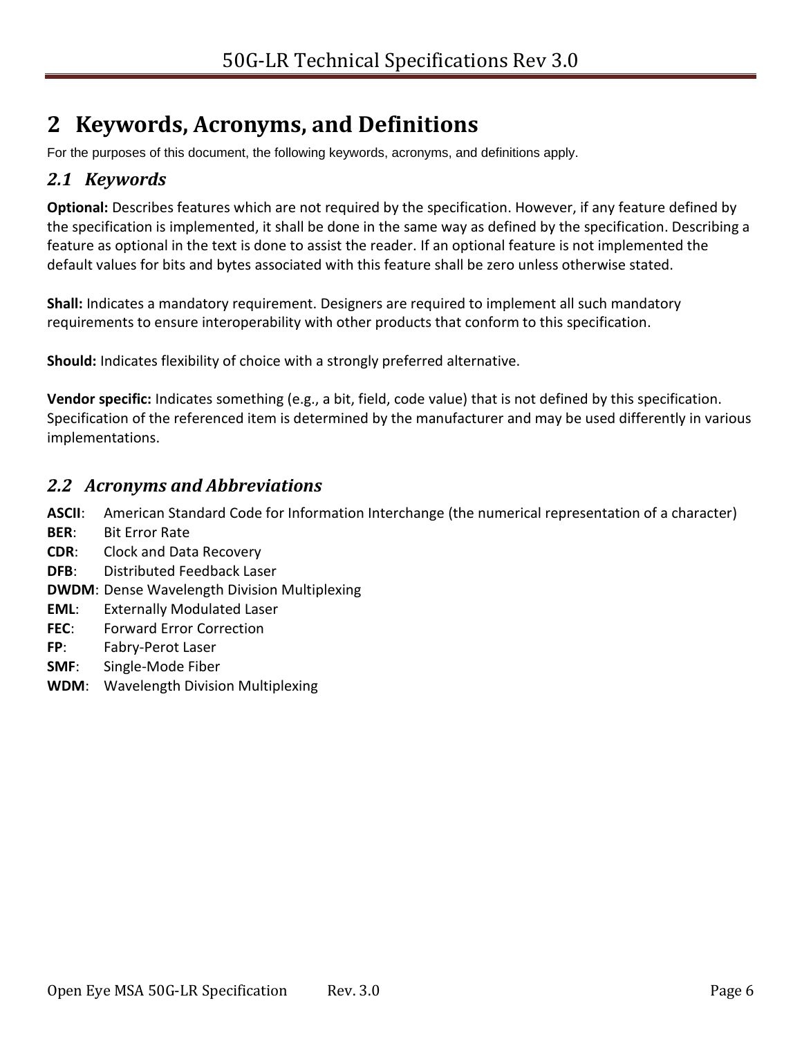# 2 Keywords, Acronyms, and Definitions

For the purposes of this document, the following keywords, acronyms, and definitions apply.

## 2.1 Keywords

**Optional:** Describes features which are not required by the specification. However, if any feature defined by the specification is implemented, it shall be done in the same way as defined by the specification. Describing a feature as optional in the text is done to assist the reader. If an optional feature is not implemented the default values for bits and bytes associated with this feature shall be zero unless otherwise stated.

**Shall:** Indicates a mandatory requirement. Designers are required to implement all such mandatory requirements to ensure interoperability with other products that conform to this specification.

**Should:** Indicates flexibility of choice with a strongly preferred alternative.

**Vendor specific:** Indicates something (e.g., a bit, field, code value) that is not defined by this specification. Specification of the referenced item is determined by the manufacturer and may be used differently in various implementations.

## 2.2 Acronyms and Abbreviations

**ASCII**: American Standard Code for Information Interchange (the numerical representation of a character)
**BER**: Bit Error Rate
**CDR**: Clock and Data Recovery
**DFB**: Distributed Feedback Laser
**DWDM**: Dense Wavelength Division Multiplexing
**EML**: Externally Modulated Laser
**FEC**: Forward Error Correction
**FP**: Fabry-Perot Laser
**SMF**: Single-Mode Fiber
**WDM**: Wavelength Division Multiplexing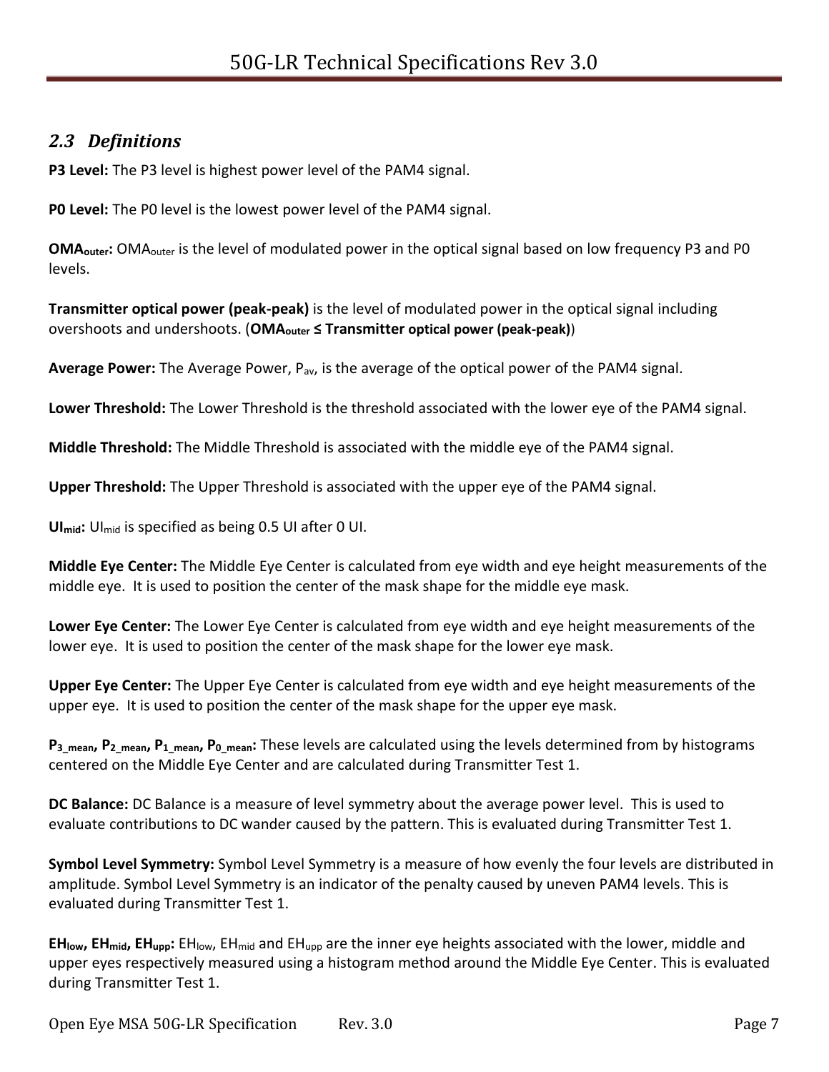## 2.3 Definitions

**P3 Level:** The P3 level is highest power level of the PAM4 signal.

**P0 Level:** The P0 level is the lowest power level of the PAM4 signal.

**$OMA_{outer}$:** $OMA_{outer}$ is the level of modulated power in the optical signal based on low frequency P3 and P0 levels.

**Transmitter optical power (peak-peak)** is the level of modulated power in the optical signal including overshoots and undershoots. (**$OMA_{outer}$ ≤ Transmitter optical power (peak-peak)**)

**Average Power:** The Average Power, $P_{av}$, is the average of the optical power of the PAM4 signal.

**Lower Threshold:** The Lower Threshold is the threshold associated with the lower eye of the PAM4 signal.

**Middle Threshold:** The Middle Threshold is associated with the middle eye of the PAM4 signal.

**Upper Threshold:** The Upper Threshold is associated with the upper eye of the PAM4 signal.

**$UI_{mid}$:** $UI_{mid}$ is specified as being 0.5 UI after 0 UI.

**Middle Eye Center:** The Middle Eye Center is calculated from eye width and eye height measurements of the middle eye. It is used to position the center of the mask shape for the middle eye mask.

**Lower Eye Center:** The Lower Eye Center is calculated from eye width and eye height measurements of the lower eye. It is used to position the center of the mask shape for the lower eye mask.

**Upper Eye Center:** The Upper Eye Center is calculated from eye width and eye height measurements of the upper eye. It is used to position the center of the mask shape for the upper eye mask.

**$P_{3\_mean}$, $P_{2\_mean}$, $P_{1\_mean}$, $P_{0\_mean}$:** These levels are calculated using the levels determined from by histograms centered on the Middle Eye Center and are calculated during Transmitter Test 1.

**DC Balance:** DC Balance is a measure of level symmetry about the average power level. This is used to evaluate contributions to DC wander caused by the pattern. This is evaluated during Transmitter Test 1.

**Symbol Level Symmetry:** Symbol Level Symmetry is a measure of how evenly the four levels are distributed in amplitude. Symbol Level Symmetry is an indicator of the penalty caused by uneven PAM4 levels. This is evaluated during Transmitter Test 1.

**$EH_{low}$, $EH_{mid}$, $EH_{upp}$:** $EH_{low}$, $EH_{mid}$ and $EH_{upp}$ are the inner eye heights associated with the lower, middle and upper eyes respectively measured using a histogram method around the Middle Eye Center. This is evaluated during Transmitter Test 1.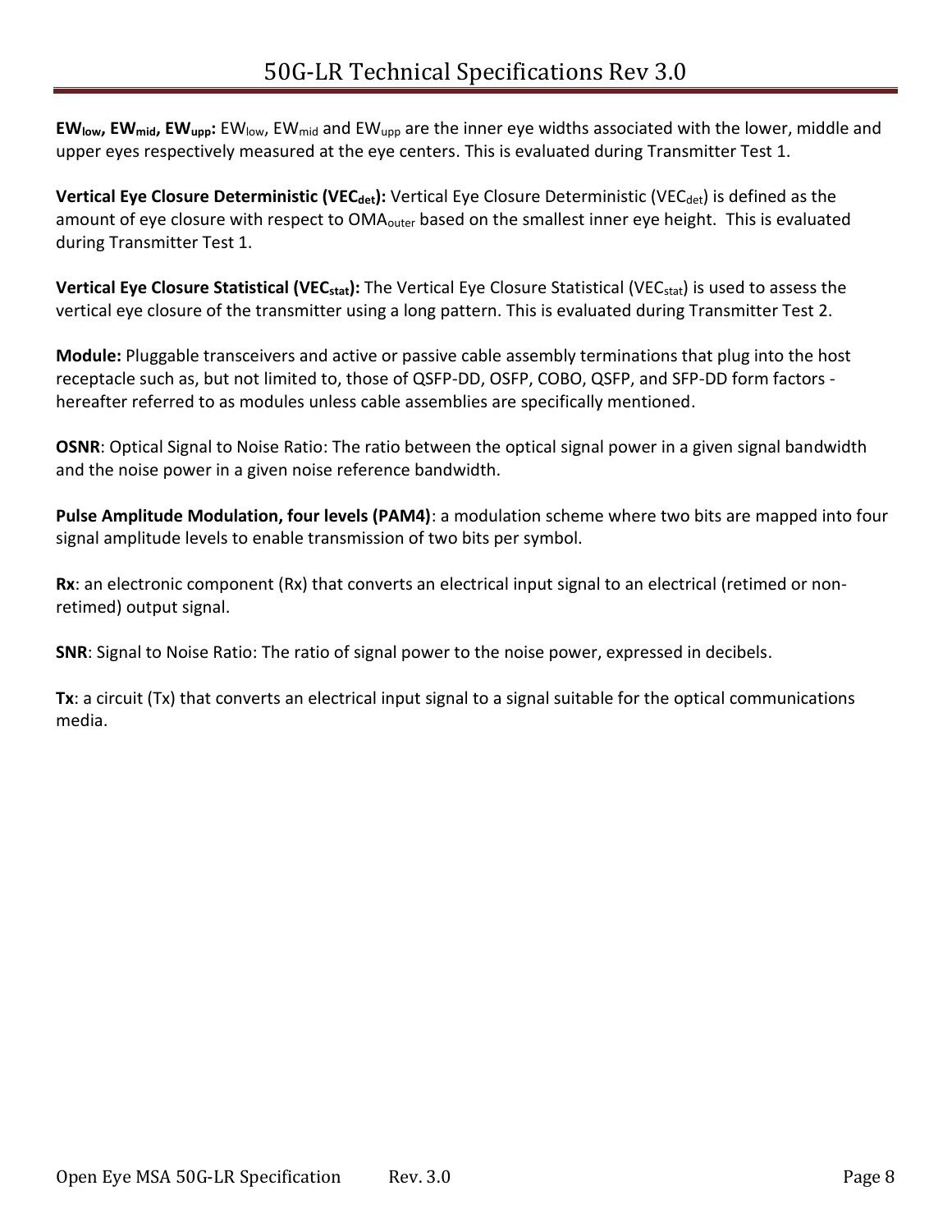**$EW_{low}$, $EW_{mid}$, $EW_{upp}$:** $EW_{low}$, $EW_{mid}$ and $EW_{upp}$ are the inner eye widths associated with the lower, middle and upper eyes respectively measured at the eye centers. This is evaluated during Transmitter Test 1.

**Vertical Eye Closure Deterministic ($VEC_{det}$):** Vertical Eye Closure Deterministic ($VEC_{det}$) is defined as the amount of eye closure with respect to $OMA_{outer}$ based on the smallest inner eye height. This is evaluated during Transmitter Test 1.

**Vertical Eye Closure Statistical ($VEC_{stat}$):** The Vertical Eye Closure Statistical ($VEC_{stat}$) is used to assess the vertical eye closure of the transmitter using a long pattern. This is evaluated during Transmitter Test 2.

**Module:** Pluggable transceivers and active or passive cable assembly terminations that plug into the host receptacle such as, but not limited to, those of QSFP-DD, OSFP, COBO, QSFP, and SFP-DD form factors - hereafter referred to as modules unless cable assemblies are specifically mentioned.

**OSNR**: Optical Signal to Noise Ratio: The ratio between the optical signal power in a given signal bandwidth and the noise power in a given noise reference bandwidth.

**Pulse Amplitude Modulation, four levels (PAM4)**: a modulation scheme where two bits are mapped into four signal amplitude levels to enable transmission of two bits per symbol.

**Rx**: an electronic component (Rx) that converts an electrical input signal to an electrical (retimed or non-retimed) output signal.

**SNR**: Signal to Noise Ratio: The ratio of signal power to the noise power, expressed in decibels.

**Tx**: a circuit (Tx) that converts an electrical input signal to a signal suitable for the optical communications media.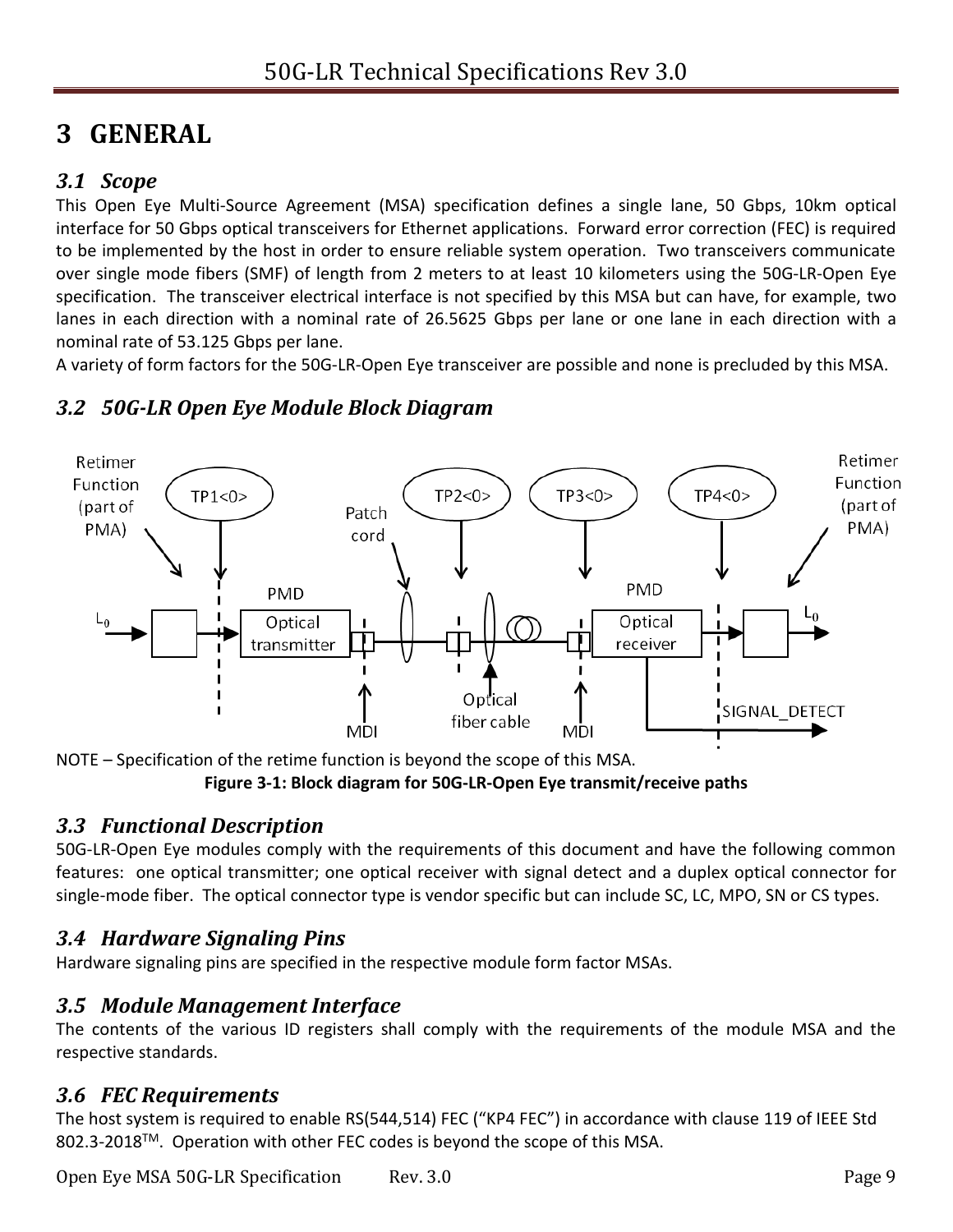# 3 GENERAL

## 3.1 Scope

This Open Eye Multi-Source Agreement (MSA) specification defines a single lane, 50 Gbps, 10km optical interface for 50 Gbps optical transceivers for Ethernet applications. Forward error correction (FEC) is required to be implemented by the host in order to ensure reliable system operation. Two transceivers communicate over single mode fibers (SMF) of length from 2 meters to at least 10 kilometers using the 50G-LR-Open Eye specification. The transceiver electrical interface is not specified by this MSA but can have, for example, two lanes in each direction with a nominal rate of 26.5625 Gbps per lane or one lane in each direction with a nominal rate of 53.125 Gbps per lane.

A variety of form factors for the 50G-LR-Open Eye transceiver are possible and none is precluded by this MSA.

## 3.2 50G-LR Open Eye Module Block Diagram

NOTE – Specification of the retime function is beyond the scope of this MSA.

**Figure 3-1: Block diagram for 50G-LR-Open Eye transmit/receive paths**

## 3.3 Functional Description

50G-LR-Open Eye modules comply with the requirements of this document and have the following common features: one optical transmitter; one optical receiver with signal detect and a duplex optical connector for single-mode fiber. The optical connector type is vendor specific but can include SC, LC, MPO, SN or CS types.

## 3.4 Hardware Signaling Pins

Hardware signaling pins are specified in the respective module form factor MSAs.

## 3.5 Module Management Interface

The contents of the various ID registers shall comply with the requirements of the module MSA and the respective standards.

## 3.6 FEC Requirements

The host system is required to enable RS(544,514) FEC ("KP4 FEC") in accordance with clause 119 of IEEE Std 802.3-2018™. Operation with other FEC codes is beyond the scope of this MSA.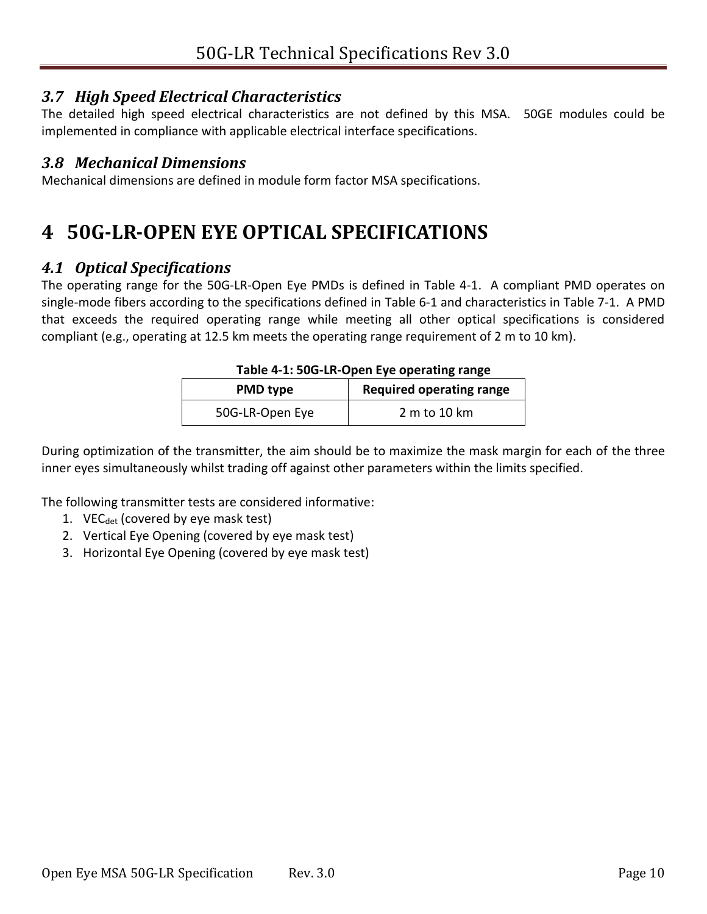### 3.7 High Speed Electrical Characteristics

The detailed high speed electrical characteristics are not defined by this MSA. 50GE modules could be implemented in compliance with applicable electrical interface specifications.

### 3.8 Mechanical Dimensions

Mechanical dimensions are defined in module form factor MSA specifications.

# 4 50G-LR-OPEN EYE OPTICAL SPECIFICATIONS

### 4.1 Optical Specifications

The operating range for the 50G-LR-Open Eye PMDs is defined in Table 4-1. A compliant PMD operates on single-mode fibers according to the specifications defined in Table 6-1 and characteristics in Table 7-1. A PMD that exceeds the required operating range while meeting all other optical specifications is considered compliant (e.g., operating at 12.5 km meets the operating range requirement of 2 m to 10 km).

**Table 4-1: 50G-LR-Open Eye operating range**

| PMD type | Required operating range |
|---|---|
| 50G-LR-Open Eye | 2 m to 10 km |

During optimization of the transmitter, the aim should be to maximize the mask margin for each of the three inner eyes simultaneously whilst trading off against other parameters within the limits specified.

The following transmitter tests are considered informative:

1. $VEC_{det}$ (covered by eye mask test)
2. Vertical Eye Opening (covered by eye mask test)
3. Horizontal Eye Opening (covered by eye mask test)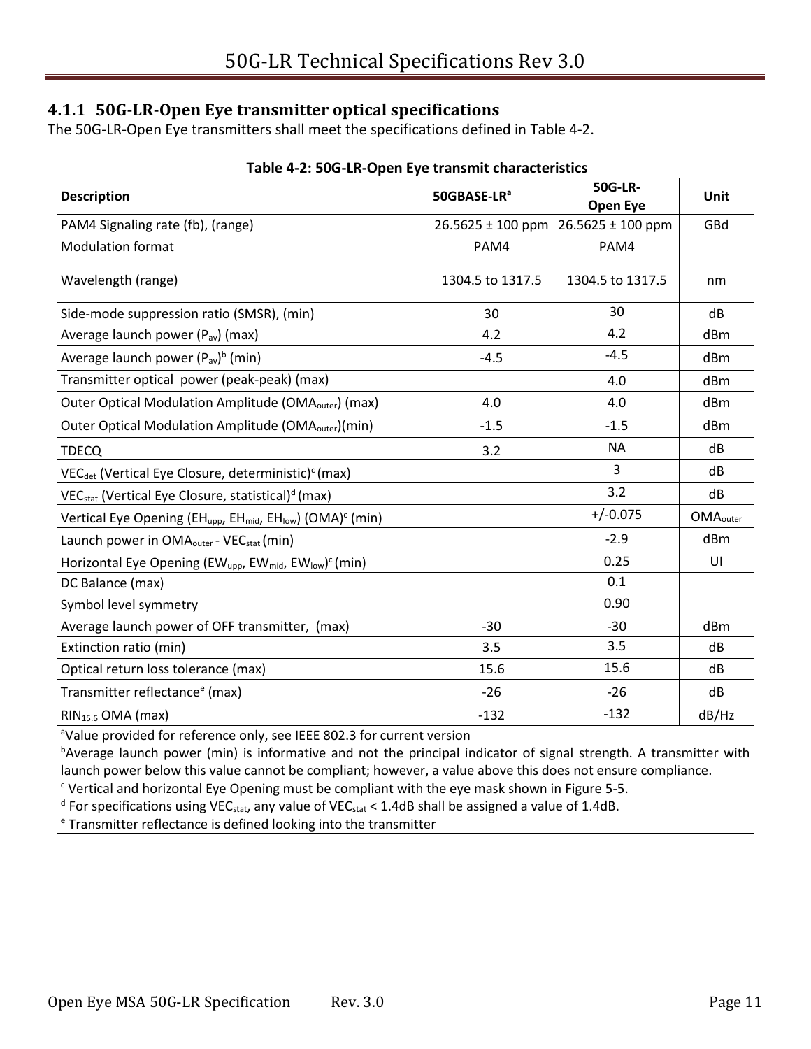### 4.1.1 50G-LR-Open Eye transmitter optical specifications

The 50G-LR-Open Eye transmitters shall meet the specifications defined in Table 4-2.

**Table 4-2: 50G-LR-Open Eye transmit characteristics**

| Description | 50GBASE-LR[a] | 50G-LR-Open Eye | Unit |
|---|---|---|---|
| PAM4 Signaling rate (fb), (range) | 26.5625 ± 100 ppm | 26.5625 ± 100 ppm | GBd |
| Modulation format | PAM4 | PAM4 | |
| Wavelength (range) | 1304.5 to 1317.5 | 1304.5 to 1317.5 | nm |
| Side-mode suppression ratio (SMSR), (min) | 30 | 30 | dB |
| Average launch power ($P_{av}$) (max) | 4.2 | 4.2 | dBm |
| Average launch power ($P_{av}$)[b] (min) | -4.5 | -4.5 | dBm |
| Transmitter optical power (peak-peak) (max) | | 4.0 | dBm |
| Outer Optical Modulation Amplitude ($OMA_{outer}$) (max) | 4.0 | 4.0 | dBm |
| Outer Optical Modulation Amplitude ($OMA_{outer}$)(min) | -1.5 | -1.5 | dBm |
| TDECQ | 3.2 | NA | dB |
| $VEC_{det}$ (Vertical Eye Closure, deterministic)[c] (max) | | 3 | dB |
| $VEC_{stat}$ (Vertical Eye Closure, statistical)[d] (max) | | 3.2 | dB |
| Vertical Eye Opening ($EH_{upp}$, $EH_{mid}$, $EH_{low}$) (OMA)[c] (min) | | +/-0.075 | $OMA_{outer}$ |
| Launch power in $OMA_{outer}$ - $VEC_{stat}$ (min) | | -2.9 | dBm |
| Horizontal Eye Opening ($EW_{upp}$, $EW_{mid}$, $EW_{low}$)[c] (min) | | 0.25 | UI |
| DC Balance (max) | | 0.1 | |
| Symbol level symmetry | | 0.90 | |
| Average launch power of OFF transmitter, (max) | -30 | -30 | dBm |
| Extinction ratio (min) | 3.5 | 3.5 | dB |
| Optical return loss tolerance (max) | 15.6 | 15.6 | dB |
| Transmitter reflectance[e] (max) | -26 | -26 | dB |
| $RIN_{15.6}$ OMA (max) | -132 | -132 | dB/Hz |

[a] Value provided for reference only, see IEEE 802.3 for current version

[b] Average launch power (min) is informative and not the principal indicator of signal strength. A transmitter with launch power below this value cannot be compliant; however, a value above this does not ensure compliance.

[c] Vertical and horizontal Eye Opening must be compliant with the eye mask shown in Figure 5-5.

[d] For specifications using $VEC_{stat}$, any value of $VEC_{stat}$ < 1.4dB shall be assigned a value of 1.4dB.

[e] Transmitter reflectance is defined looking into the transmitter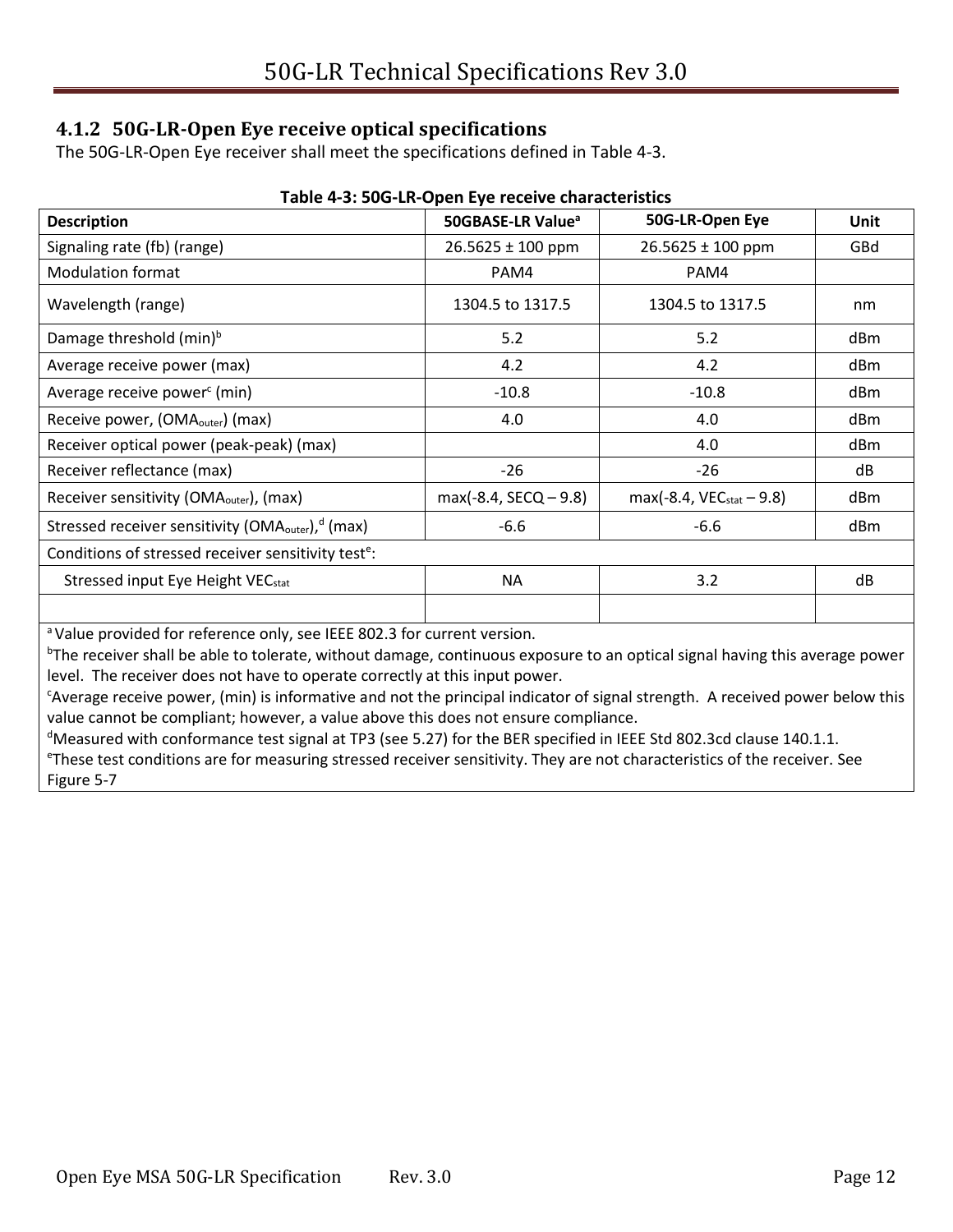### 4.1.2 50G-LR-Open Eye receive optical specifications

The 50G-LR-Open Eye receiver shall meet the specifications defined in Table 4-3.

**Table 4-3: 50G-LR-Open Eye receive characteristics**

| Description | 50GBASE-LR Value[a] | 50G-LR-Open Eye | Unit |
|---|---|---|---|
| Signaling rate (fb) (range) | 26.5625 ± 100 ppm | 26.5625 ± 100 ppm | GBd |
| Modulation format | PAM4 | PAM4 | |
| Wavelength (range) | 1304.5 to 1317.5 | 1304.5 to 1317.5 | nm |
| Damage threshold (min)[b] | 5.2 | 5.2 | dBm |
| Average receive power (max) | 4.2 | 4.2 | dBm |
| Average receive power[c] (min) | -10.8 | -10.8 | dBm |
| Receive power, ($OMA_{outer}$) (max) | 4.0 | 4.0 | dBm |
| Receiver optical power (peak-peak) (max) | | 4.0 | dBm |
| Receiver reflectance (max) | -26 | -26 | dB |
| Receiver sensitivity ($OMA_{outer}$), (max) | max(-8.4, SECQ – 9.8) | max(-8.4, $VEC_{stat}$ – 9.8) | dBm |
| Stressed receiver sensitivity ($OMA_{outer}$),[d] (max) | -6.6 | -6.6 | dBm |
| Conditions of stressed receiver sensitivity test[e]: | | | |
| Stressed input Eye Height $VEC_{stat}$ | NA | 3.2 | dB |
| | | | |

[a] Value provided for reference only, see IEEE 802.3 for current version.

[b] The receiver shall be able to tolerate, without damage, continuous exposure to an optical signal having this average power level. The receiver does not have to operate correctly at this input power.

[c] Average receive power, (min) is informative and not the principal indicator of signal strength. A received power below this value cannot be compliant; however, a value above this does not ensure compliance.

[d] Measured with conformance test signal at TP3 (see 5.27) for the BER specified in IEEE Std 802.3cd clause 140.1.1.

[e] These test conditions are for measuring stressed receiver sensitivity. They are not characteristics of the receiver. See Figure 5-7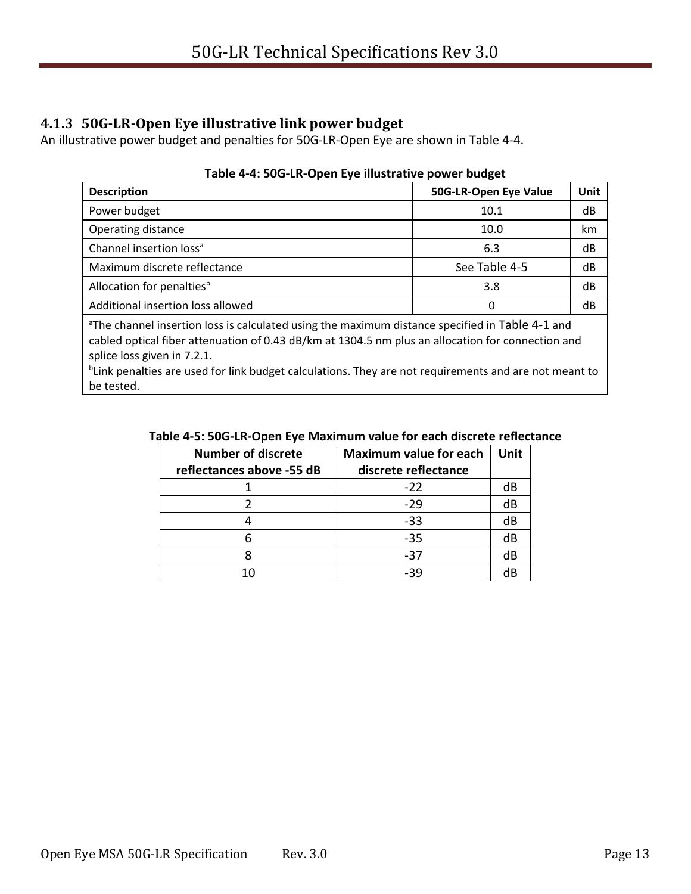### 4.1.3 50G-LR-Open Eye illustrative link power budget

An illustrative power budget and penalties for 50G-LR-Open Eye are shown in Table 4-4.

**Table 4-4: 50G-LR-Open Eye illustrative power budget**

| Description | 50G-LR-Open Eye Value | Unit |
|---|---|---|
| Power budget | 10.1 | dB |
| Operating distance | 10.0 | km |
| Channel insertion loss[a] | 6.3 | dB |
| Maximum discrete reflectance | See Table 4-5 | dB |
| Allocation for penalties[b] | 3.8 | dB |
| Additional insertion loss allowed | 0 | dB |

[a]The channel insertion loss is calculated using the maximum distance specified in Table 4-1 and cabled optical fiber attenuation of 0.43 dB/km at 1304.5 nm plus an allocation for connection and splice loss given in 7.2.1.
[b]Link penalties are used for link budget calculations. They are not requirements and are not meant to be tested.

**Table 4-5: 50G-LR-Open Eye Maximum value for each discrete reflectance**

| Number of discrete reflectances above -55 dB | Maximum value for each discrete reflectance | Unit |
|---|---|---|
| 1 | -22 | dB |
| 2 | -29 | dB |
| 4 | -33 | dB |
| 6 | -35 | dB |
| 8 | -37 | dB |
| 10 | -39 | dB |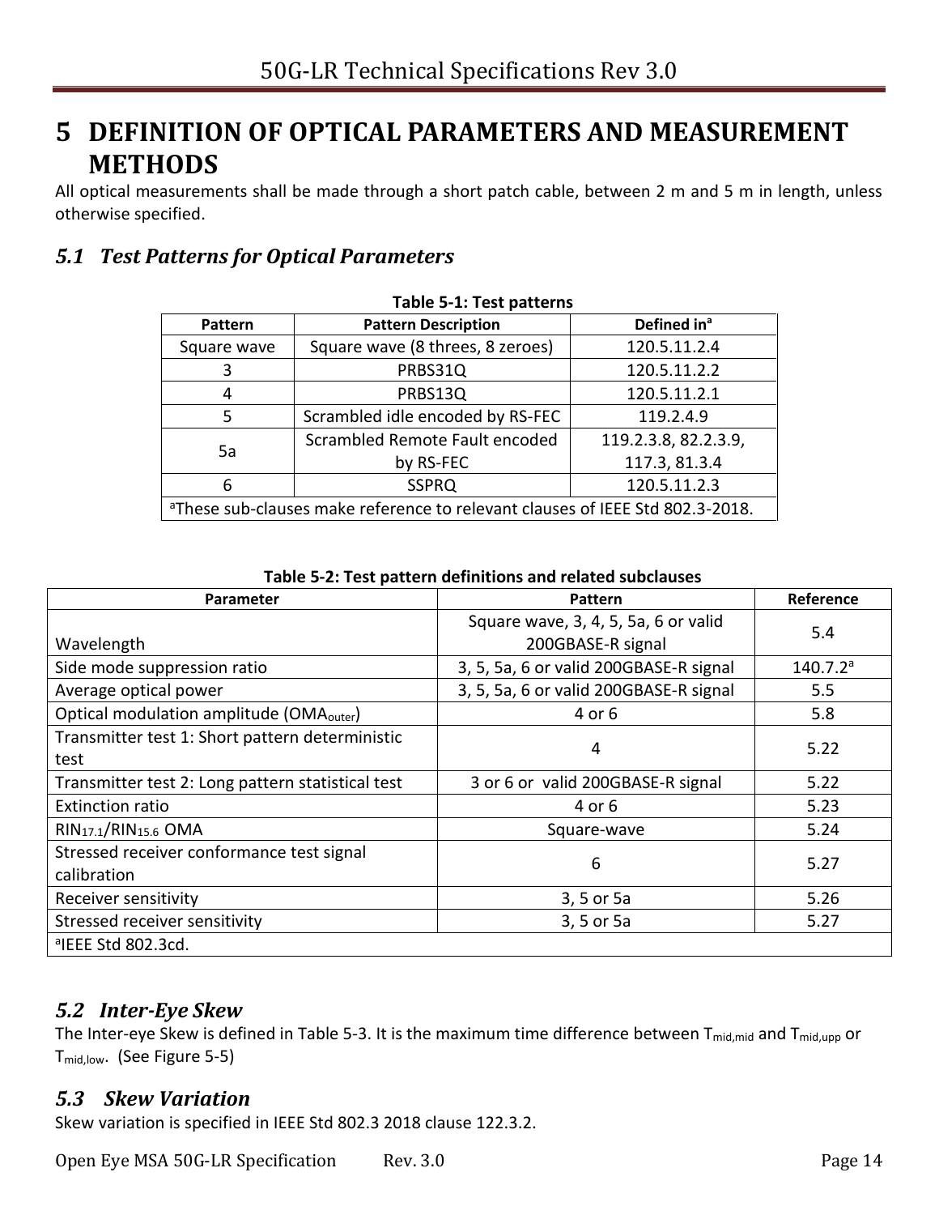#  5 DEFINITION OF OPTICAL PARAMETERS AND MEASUREMENT METHODS

All optical measurements shall be made through a short patch cable, between 2 m and 5 m in length, unless otherwise specified.

## *5.1 Test Patterns for Optical Parameters*

**Table 5-1: Test patterns**

| Pattern | Pattern Description | Defined in[a] |
|---|---|---|
| Square wave | Square wave (8 threes, 8 zeroes) | 120.5.11.2.4 |
| 3 | PRBS31Q | 120.5.11.2.2 |
| 4 | PRBS13Q | 120.5.11.2.1 |
| 5 | Scrambled idle encoded by RS-FEC | 119.2.4.9 |
| 5a | Scrambled Remote Fault encoded by RS-FEC | 119.2.3.8, 82.2.3.9, 117.3, 81.3.4 |
| 6 | SSPRQ | 120.5.11.2.3 |
| [a]These sub-clauses make reference to relevant clauses of IEEE Std 802.3-2018. | | |

**Table 5-2: Test pattern definitions and related subclauses**

| Parameter | Pattern | Reference |
|---|---|---|
| Wavelength | Square wave, 3, 4, 5, 5a, 6 or valid 200GBASE-R signal | 5.4 |
| Side mode suppression ratio | 3, 5, 5a, 6 or valid 200GBASE-R signal | 140.7.2[a] |
| Average optical power | 3, 5, 5a, 6 or valid 200GBASE-R signal | 5.5 |
| Optical modulation amplitude ($OMA_{outer}$) | 4 or 6 | 5.8 |
| Transmitter test 1: Short pattern deterministic test | 4 | 5.22 |
| Transmitter test 2: Long pattern statistical test | 3 or 6 or valid 200GBASE-R signal | 5.22 |
| Extinction ratio | 4 or 6 | 5.23 |
| $RIN_{17.1}$/$RIN_{15.6}$ OMA | Square-wave | 5.24 |
| Stressed receiver conformance test signal calibration | 6 | 5.27 |
| Receiver sensitivity | 3, 5 or 5a | 5.26 |
| Stressed receiver sensitivity | 3, 5 or 5a | 5.27 |
| [a]IEEE Std 802.3cd. | | |

## *5.2 Inter-Eye Skew*

The Inter-eye Skew is defined in Table 5-3. It is the maximum time difference between $T_{mid,mid}$ and $T_{mid,upp}$ or $T_{mid,low}$. (See Figure 5-5)

## *5.3 Skew Variation*

Skew variation is specified in IEEE Std 802.3 2018 clause 122.3.2.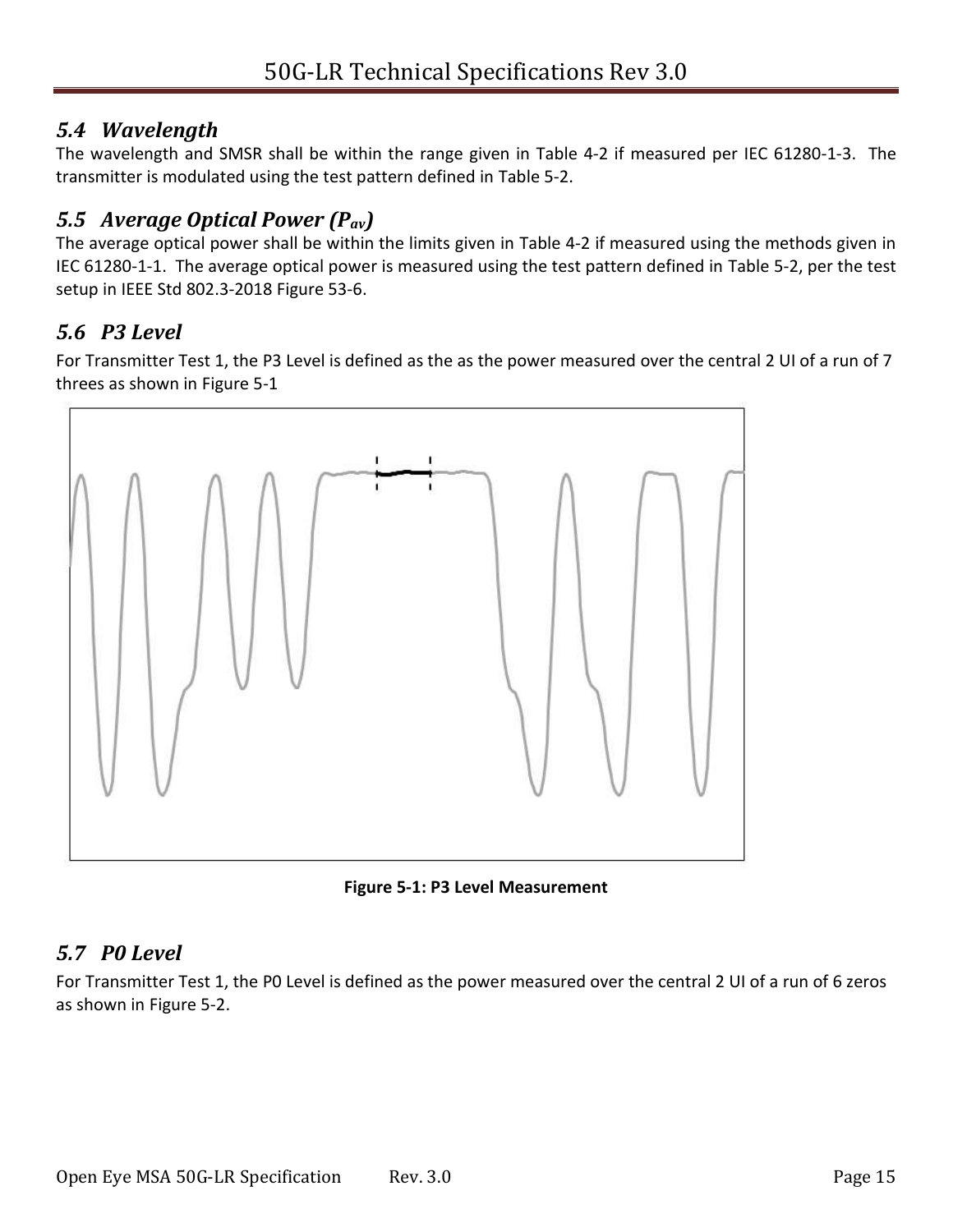### *5.4 Wavelength*

The wavelength and SMSR shall be within the range given in Table 4-2 if measured per IEC 61280-1-3. The transmitter is modulated using the test pattern defined in Table 5-2.

### *5.5 Average Optical Power ($P_{av}$)*

The average optical power shall be within the limits given in Table 4-2 if measured using the methods given in IEC 61280-1-1. The average optical power is measured using the test pattern defined in Table 5-2, per the test setup in IEEE Std 802.3-2018 Figure 53-6.

### *5.6 P3 Level*

For Transmitter Test 1, the P3 Level is defined as the as the power measured over the central 2 UI of a run of 7 threes as shown in Figure 5-1

**Figure 5-1: P3 Level Measurement**

### *5.7 P0 Level*

For Transmitter Test 1, the P0 Level is defined as the power measured over the central 2 UI of a run of 6 zeros as shown in Figure 5-2.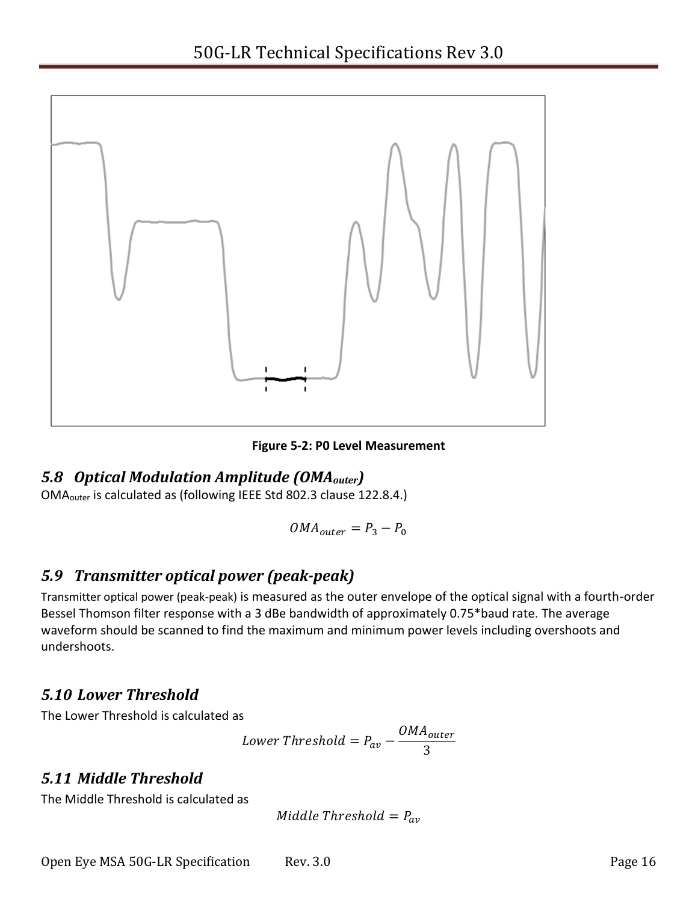Figure 5-2: P0 Level Measurement

## 5.8 Optical Modulation Amplitude ($OMA_{outer}$)

$OMA_{outer}$ is calculated as (following IEEE Std 802.3 clause 122.8.4.)

$$OMA_{outer} = P_3 - P_0$$

## 5.9 Transmitter optical power (peak-peak)

Transmitter optical power (peak-peak) is measured as the outer envelope of the optical signal with a fourth-order Bessel Thomson filter response with a 3 dBe bandwidth of approximately 0.75*baud rate. The average waveform should be scanned to find the maximum and minimum power levels including overshoots and undershoots.

## 5.10 Lower Threshold

The Lower Threshold is calculated as

$$Lower\ Threshold = P_{av} - \frac{OMA_{outer}}{3}$$

## 5.11 Middle Threshold

The Middle Threshold is calculated as

$$Middle\ Threshold = P_{av}$$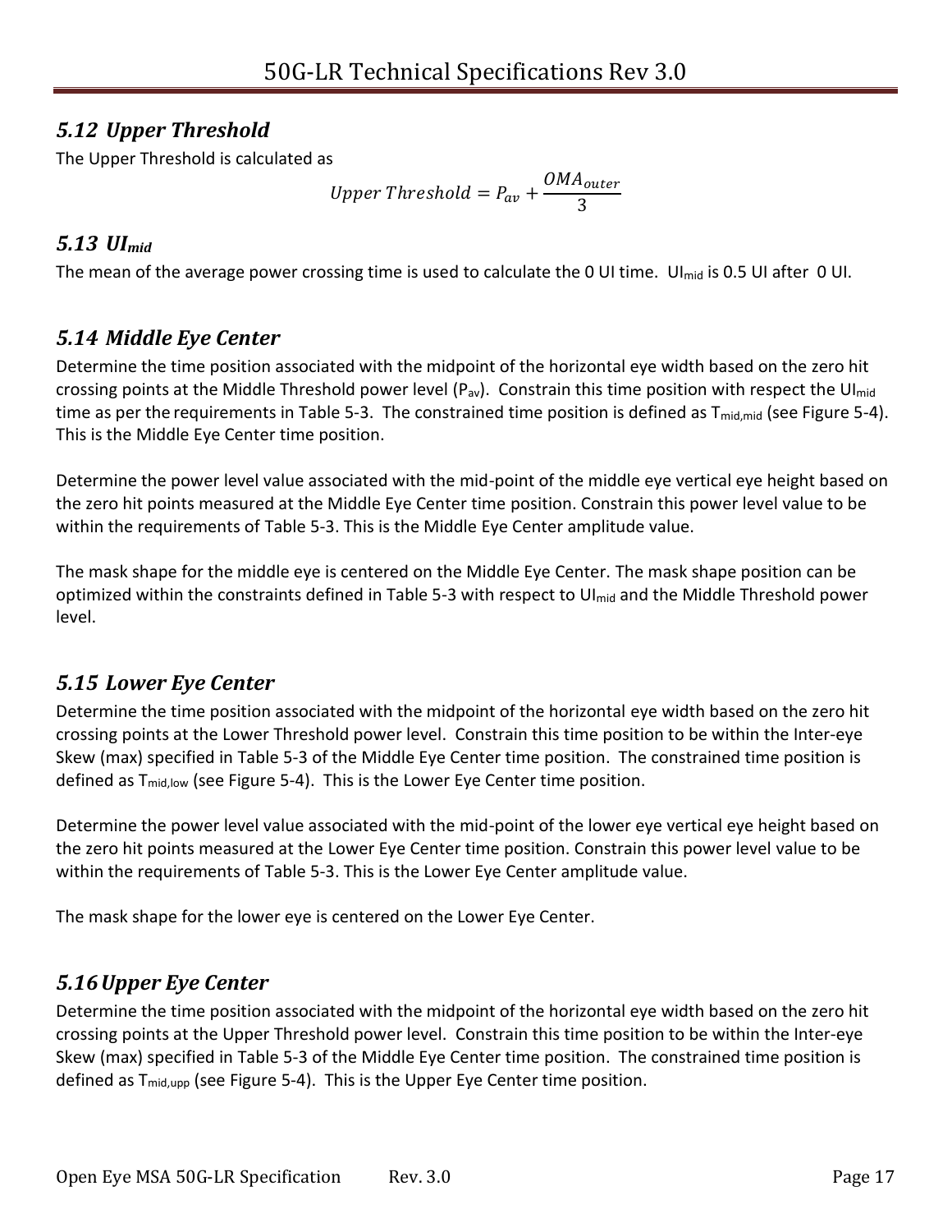## 5.12 Upper Threshold

The Upper Threshold is calculated as

$$Upper\ Threshold = P_{av} + \frac{OMA_{outer}}{3}$$

## 5.13 $UI_{mid}$

The mean of the average power crossing time is used to calculate the 0 UI time. $UI_{mid}$ is 0.5 UI after 0 UI.

## 5.14 Middle Eye Center

Determine the time position associated with the midpoint of the horizontal eye width based on the zero hit crossing points at the Middle Threshold power level ($P_{av}$). Constrain this time position with respect the $UI_{mid}$ time as per the requirements in Table 5-3. The constrained time position is defined as $T_{mid,mid}$ (see Figure 5-4). This is the Middle Eye Center time position.

Determine the power level value associated with the mid-point of the middle eye vertical eye height based on the zero hit points measured at the Middle Eye Center time position. Constrain this power level value to be within the requirements of Table 5-3. This is the Middle Eye Center amplitude value.

The mask shape for the middle eye is centered on the Middle Eye Center. The mask shape position can be optimized within the constraints defined in Table 5-3 with respect to $UI_{mid}$ and the Middle Threshold power level.

## 5.15 Lower Eye Center

Determine the time position associated with the midpoint of the horizontal eye width based on the zero hit crossing points at the Lower Threshold power level. Constrain this time position to be within the Inter-eye Skew (max) specified in Table 5-3 of the Middle Eye Center time position. The constrained time position is defined as $T_{mid,low}$ (see Figure 5-4). This is the Lower Eye Center time position.

Determine the power level value associated with the mid-point of the lower eye vertical eye height based on the zero hit points measured at the Lower Eye Center time position. Constrain this power level value to be within the requirements of Table 5-3. This is the Lower Eye Center amplitude value.

The mask shape for the lower eye is centered on the Lower Eye Center.

## 5.16 Upper Eye Center

Determine the time position associated with the midpoint of the horizontal eye width based on the zero hit crossing points at the Upper Threshold power level. Constrain this time position to be within the Inter-eye Skew (max) specified in Table 5-3 of the Middle Eye Center time position. The constrained time position is defined as $T_{mid,upp}$ (see Figure 5-4). This is the Upper Eye Center time position.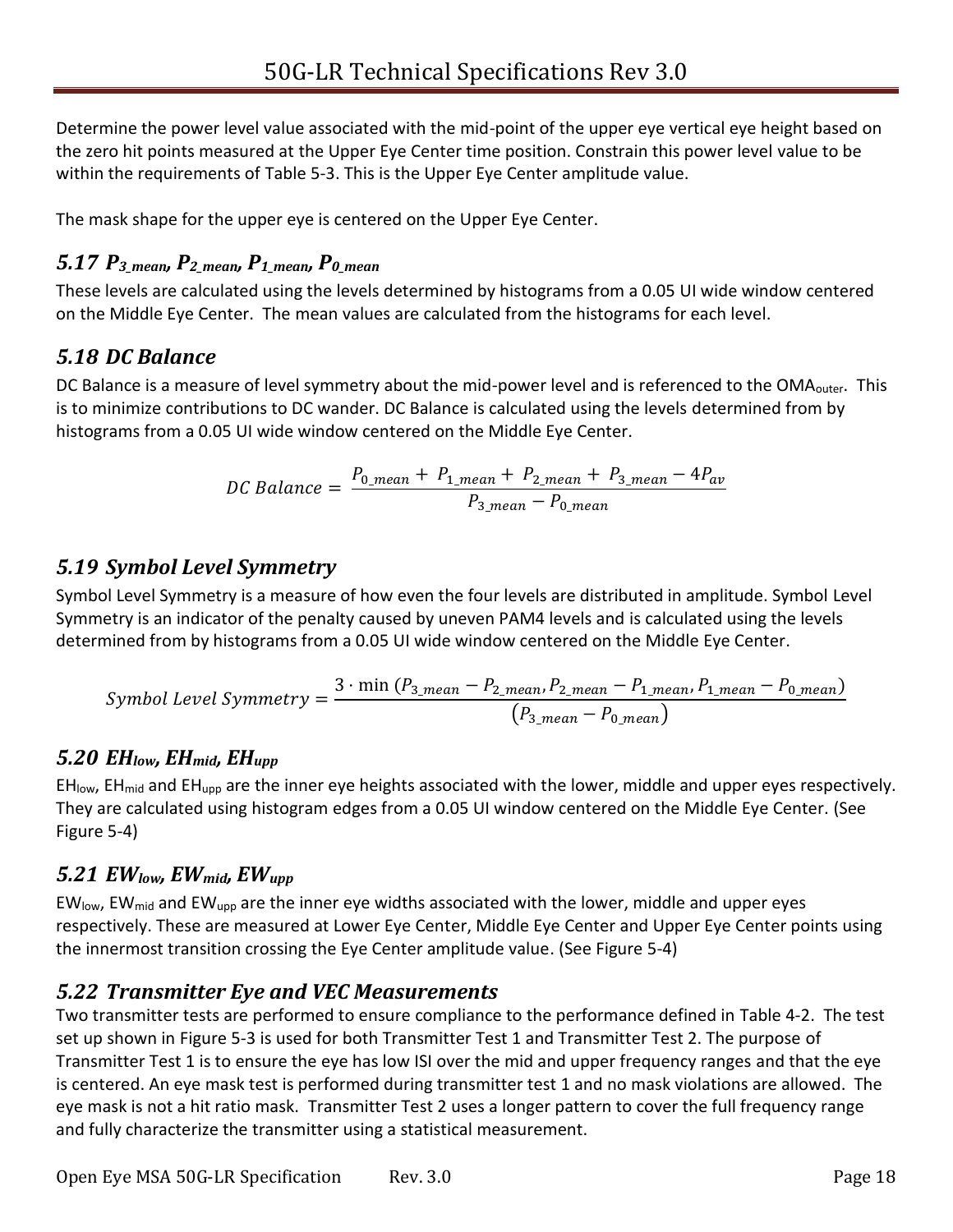Determine the power level value associated with the mid-point of the upper eye vertical eye height based on the zero hit points measured at the Upper Eye Center time position. Constrain this power level value to be within the requirements of Table 5-3. This is the Upper Eye Center amplitude value.

The mask shape for the upper eye is centered on the Upper Eye Center.

### 5.17 $P_{3\_mean}$, $P_{2\_mean}$, $P_{1\_mean}$, $P_{0\_mean}$

These levels are calculated using the levels determined by histograms from a 0.05 UI wide window centered on the Middle Eye Center. The mean values are calculated from the histograms for each level.

### 5.18 DC Balance

DC Balance is a measure of level symmetry about the mid-power level and is referenced to the $OMA_{outer}$. This is to minimize contributions to DC wander. DC Balance is calculated using the levels determined from by histograms from a 0.05 UI wide window centered on the Middle Eye Center.

$$DC\ Balance = \frac{P_{0\_mean} + P_{1\_mean} + P_{2\_mean} + P_{3\_mean} - 4P_{av}}{P_{3\_mean} - P_{0\_mean}}$$

### 5.19 Symbol Level Symmetry

Symbol Level Symmetry is a measure of how even the four levels are distributed in amplitude. Symbol Level Symmetry is an indicator of the penalty caused by uneven PAM4 levels and is calculated using the levels determined from by histograms from a 0.05 UI wide window centered on the Middle Eye Center.

$$Symbol\ Level\ Symmetry = \frac{3 \cdot \min\left(P_{3\_mean} - P_{2\_mean}, P_{2\_mean} - P_{1\_mean}, P_{1\_mean} - P_{0\_mean}\right)}{\left(P_{3\_mean} - P_{0\_mean}\right)}$$

### 5.20 $EH_{low}$, $EH_{mid}$, $EH_{upp}$

$EH_{low}$, $EH_{mid}$ and $EH_{upp}$ are the inner eye heights associated with the lower, middle and upper eyes respectively. They are calculated using histogram edges from a 0.05 UI window centered on the Middle Eye Center. (See Figure 5-4)

### 5.21 $EW_{low}$, $EW_{mid}$, $EW_{upp}$

$EW_{low}$, $EW_{mid}$ and $EW_{upp}$ are the inner eye widths associated with the lower, middle and upper eyes respectively. These are measured at Lower Eye Center, Middle Eye Center and Upper Eye Center points using the innermost transition crossing the Eye Center amplitude value. (See Figure 5-4)

### 5.22 Transmitter Eye and VEC Measurements

Two transmitter tests are performed to ensure compliance to the performance defined in Table 4-2. The test set up shown in Figure 5-3 is used for both Transmitter Test 1 and Transmitter Test 2. The purpose of Transmitter Test 1 is to ensure the eye has low ISI over the mid and upper frequency ranges and that the eye is centered. An eye mask test is performed during transmitter test 1 and no mask violations are allowed. The eye mask is not a hit ratio mask. Transmitter Test 2 uses a longer pattern to cover the full frequency range and fully characterize the transmitter using a statistical measurement.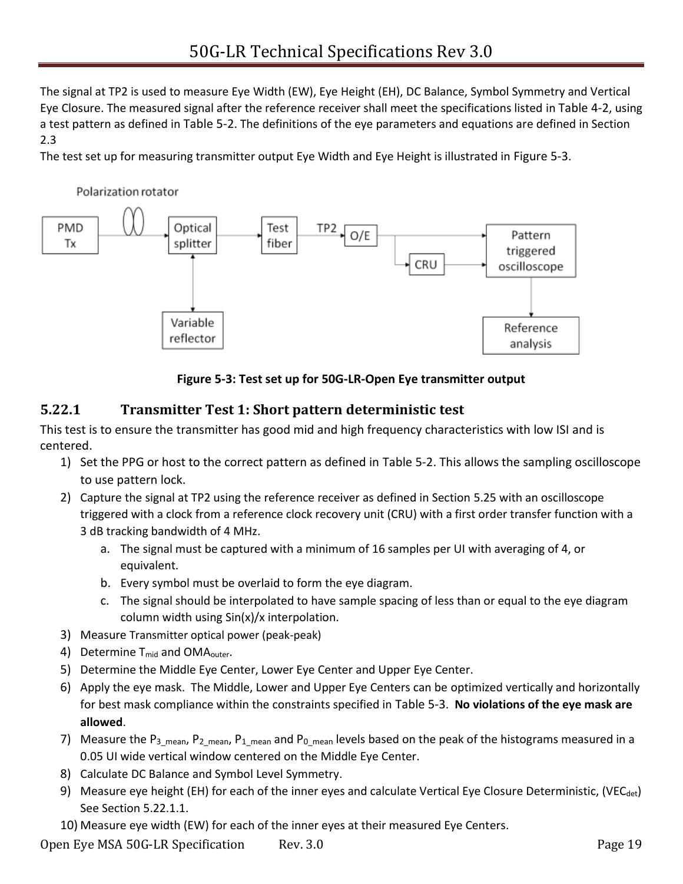The signal at TP2 is used to measure Eye Width (EW), Eye Height (EH), DC Balance, Symbol Symmetry and Vertical Eye Closure. The measured signal after the reference receiver shall meet the specifications listed in Table 4-2, using a test pattern as defined in Table 5-2. The definitions of the eye parameters and equations are defined in Section 2.3

The test set up for measuring transmitter output Eye Width and Eye Height is illustrated in Figure 5-3.

**Figure 5-3: Test set up for 50G-LR-Open Eye transmitter output**

### 5.22.1 Transmitter Test 1: Short pattern deterministic test

This test is to ensure the transmitter has good mid and high frequency characteristics with low ISI and is centered.

1) Set the PPG or host to the correct pattern as defined in Table 5-2. This allows the sampling oscilloscope to use pattern lock.
2) Capture the signal at TP2 using the reference receiver as defined in Section 5.25 with an oscilloscope triggered with a clock from a reference clock recovery unit (CRU) with a first order transfer function with a 3 dB tracking bandwidth of 4 MHz.
   a. The signal must be captured with a minimum of 16 samples per UI with averaging of 4, or equivalent.
   b. Every symbol must be overlaid to form the eye diagram.
   c. The signal should be interpolated to have sample spacing of less than or equal to the eye diagram column width using Sin(x)/x interpolation.
3) Measure Transmitter optical power (peak-peak)
4) Determine $T_{mid}$ and $OMA_{outer}$.
5) Determine the Middle Eye Center, Lower Eye Center and Upper Eye Center.
6) Apply the eye mask. The Middle, Lower and Upper Eye Centers can be optimized vertically and horizontally for best mask compliance within the constraints specified in Table 5-3. **No violations of the eye mask are allowed**.
7) Measure the $P_{3\_mean}$, $P_{2\_mean}$, $P_{1\_mean}$ and $P_{0\_mean}$ levels based on the peak of the histograms measured in a 0.05 UI wide vertical window centered on the Middle Eye Center.
8) Calculate DC Balance and Symbol Level Symmetry.
9) Measure eye height (EH) for each of the inner eyes and calculate Vertical Eye Closure Deterministic, ($VEC_{det}$) See Section 5.22.1.1.
10) Measure eye width (EW) for each of the inner eyes at their measured Eye Centers.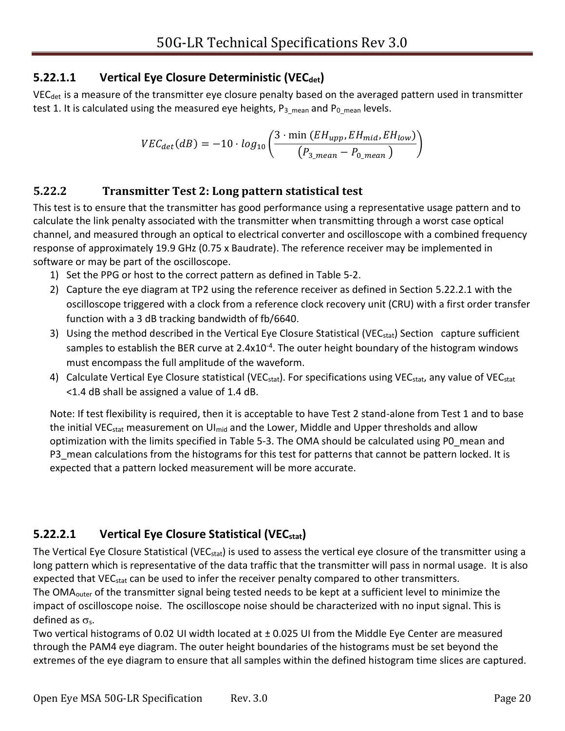#### 5.22.1.1 Vertical Eye Closure Deterministic ($VEC_{det}$)

$VEC_{det}$ is a measure of the transmitter eye closure penalty based on the averaged pattern used in transmitter test 1. It is calculated using the measured eye heights, $P_{3\_mean}$ and $P_{0\_mean}$ levels.

$$VEC_{det}(dB) = -10 \cdot log_{10}\left(\frac{3 \cdot \min\left(EH_{upp}, EH_{mid}, EH_{low}\right)}{\left(P_{3\_mean} - P_{0\_mean}\right)}\right)$$

### 5.22.2 Transmitter Test 2: Long pattern statistical test

This test is to ensure that the transmitter has good performance using a representative usage pattern and to calculate the link penalty associated with the transmitter when transmitting through a worst case optical channel, and measured through an optical to electrical converter and oscilloscope with a combined frequency response of approximately 19.9 GHz (0.75 x Baudrate). The reference receiver may be implemented in software or may be part of the oscilloscope.

1) Set the PPG or host to the correct pattern as defined in Table 5-2.
2) Capture the eye diagram at TP2 using the reference receiver as defined in Section 5.22.2.1 with the oscilloscope triggered with a clock from a reference clock recovery unit (CRU) with a first order transfer function with a 3 dB tracking bandwidth of fb/6640.
3) Using the method described in the Vertical Eye Closure Statistical ($VEC_{stat}$) Section capture sufficient samples to establish the BER curve at $2.4 \times 10^{-4}$. The outer height boundary of the histogram windows must encompass the full amplitude of the waveform.
4) Calculate Vertical Eye Closure statistical ($VEC_{stat}$). For specifications using $VEC_{stat}$, any value of $VEC_{stat}$ <1.4 dB shall be assigned a value of 1.4 dB.

Note: If test flexibility is required, then it is acceptable to have Test 2 stand-alone from Test 1 and to base the initial $VEC_{stat}$ measurement on $UI_{mid}$ and the Lower, Middle and Upper thresholds and allow optimization with the limits specified in Table 5-3. The OMA should be calculated using P0_mean and P3_mean calculations from the histograms for this test for patterns that cannot be pattern locked. It is expected that a pattern locked measurement will be more accurate.

#### 5.22.2.1 Vertical Eye Closure Statistical ($VEC_{stat}$)

The Vertical Eye Closure Statistical ($VEC_{stat}$) is used to assess the vertical eye closure of the transmitter using a long pattern which is representative of the data traffic that the transmitter will pass in normal usage. It is also expected that $VEC_{stat}$ can be used to infer the receiver penalty compared to other transmitters.

The $OMA_{outer}$ of the transmitter signal being tested needs to be kept at a sufficient level to minimize the impact of oscilloscope noise. The oscilloscope noise should be characterized with no input signal. This is defined as $\sigma_s$.

Two vertical histograms of 0.02 UI width located at ± 0.025 UI from the Middle Eye Center are measured through the PAM4 eye diagram. The outer height boundaries of the histograms must be set beyond the extremes of the eye diagram to ensure that all samples within the defined histogram time slices are captured.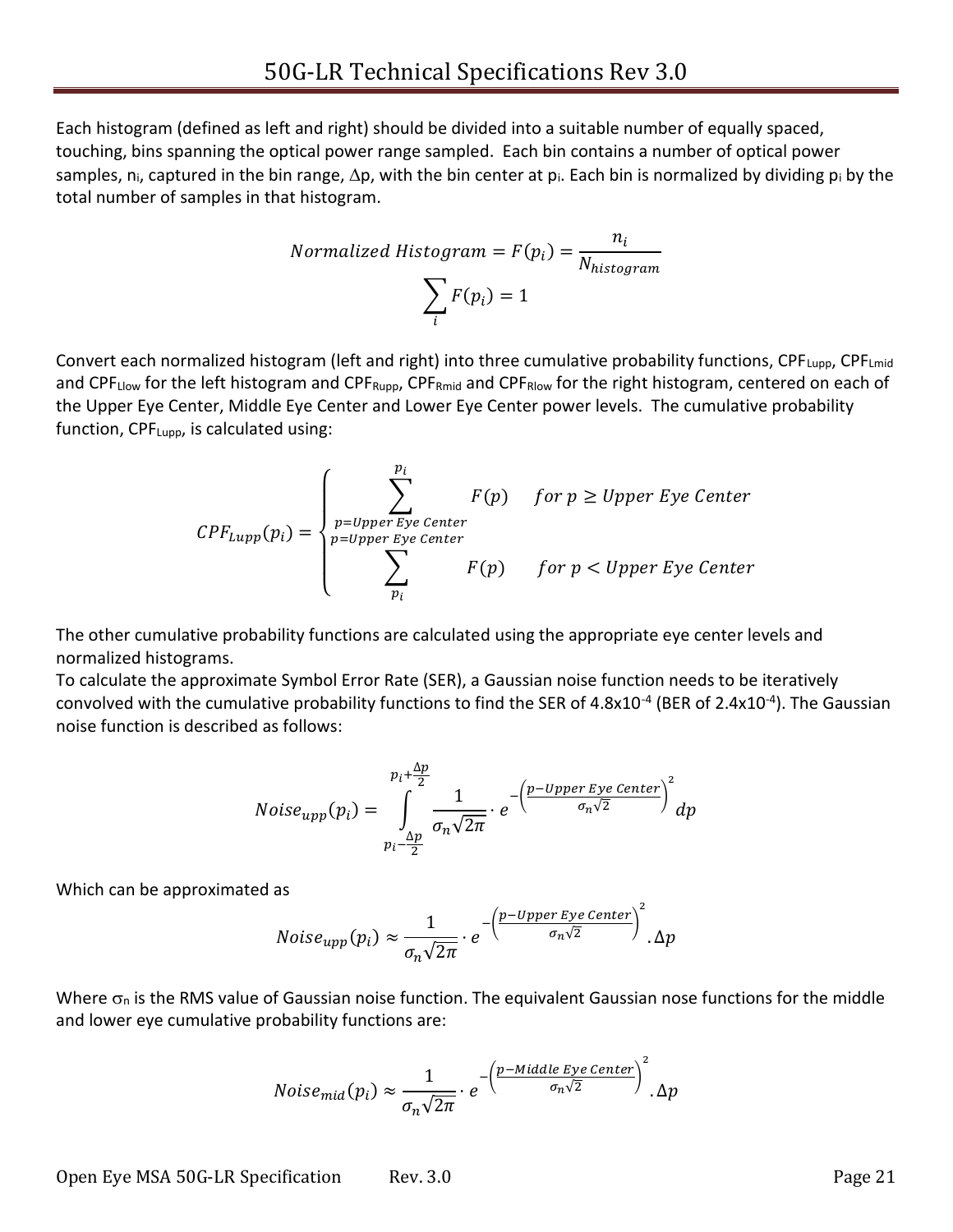Each histogram (defined as left and right) should be divided into a suitable number of equally spaced, touching, bins spanning the optical power range sampled. Each bin contains a number of optical power samples, $n_i$, captured in the bin range, $\Delta p$, with the bin center at $p_i$. Each bin is normalized by dividing $p_i$ by the total number of samples in that histogram.

$$Normalized\ Histogram = F(p_i) = \frac{n_i}{N_{histogram}}$$

$$\sum_i F(p_i) = 1$$

Convert each normalized histogram (left and right) into three cumulative probability functions, $CPF_{Lupp}$, $CPF_{Lmid}$ and $CPF_{Llow}$ for the left histogram and $CPF_{Rupp}$, $CPF_{Rmid}$ and $CPF_{Rlow}$ for the right histogram, centered on each of the Upper Eye Center, Middle Eye Center and Lower Eye Center power levels. The cumulative probability function, $CPF_{Lupp}$, is calculated using:

$$CPF_{Lupp}(p_i) = \begin{cases} \displaystyle\sum_{p=Upper\ Eye\ Center}^{p_i} F(p) & for\ p \geq Upper\ Eye\ Center \\ \displaystyle\sum_{p_i}^{p=Upper\ Eye\ Center} F(p) & for\ p < Upper\ Eye\ Center \end{cases}$$

The other cumulative probability functions are calculated using the appropriate eye center levels and normalized histograms.

To calculate the approximate Symbol Error Rate (SER), a Gaussian noise function needs to be iteratively convolved with the cumulative probability functions to find the SER of $4.8\text{x}10^{-4}$ (BER of $2.4\text{x}10^{-4}$). The Gaussian noise function is described as follows:

$$Noise_{upp}(p_i) = \int_{p_i - \frac{\Delta p}{2}}^{p_i + \frac{\Delta p}{2}} \frac{1}{\sigma_n \sqrt{2\pi}} \cdot e^{-\left(\frac{p - Upper\ Eye\ Center}{\sigma_n \sqrt{2}}\right)^2} dp$$

Which can be approximated as

$$Noise_{upp}(p_i) \approx \frac{1}{\sigma_n \sqrt{2\pi}} \cdot e^{-\left(\frac{p - Upper\ Eye\ Center}{\sigma_n \sqrt{2}}\right)^2} . \Delta p$$

Where $\sigma_n$ is the RMS value of Gaussian noise function. The equivalent Gaussian nose functions for the middle and lower eye cumulative probability functions are:

$$Noise_{mid}(p_i) \approx \frac{1}{\sigma_n \sqrt{2\pi}} \cdot e^{-\left(\frac{p - Middle\ Eye\ Center}{\sigma_n \sqrt{2}}\right)^2} . \Delta p$$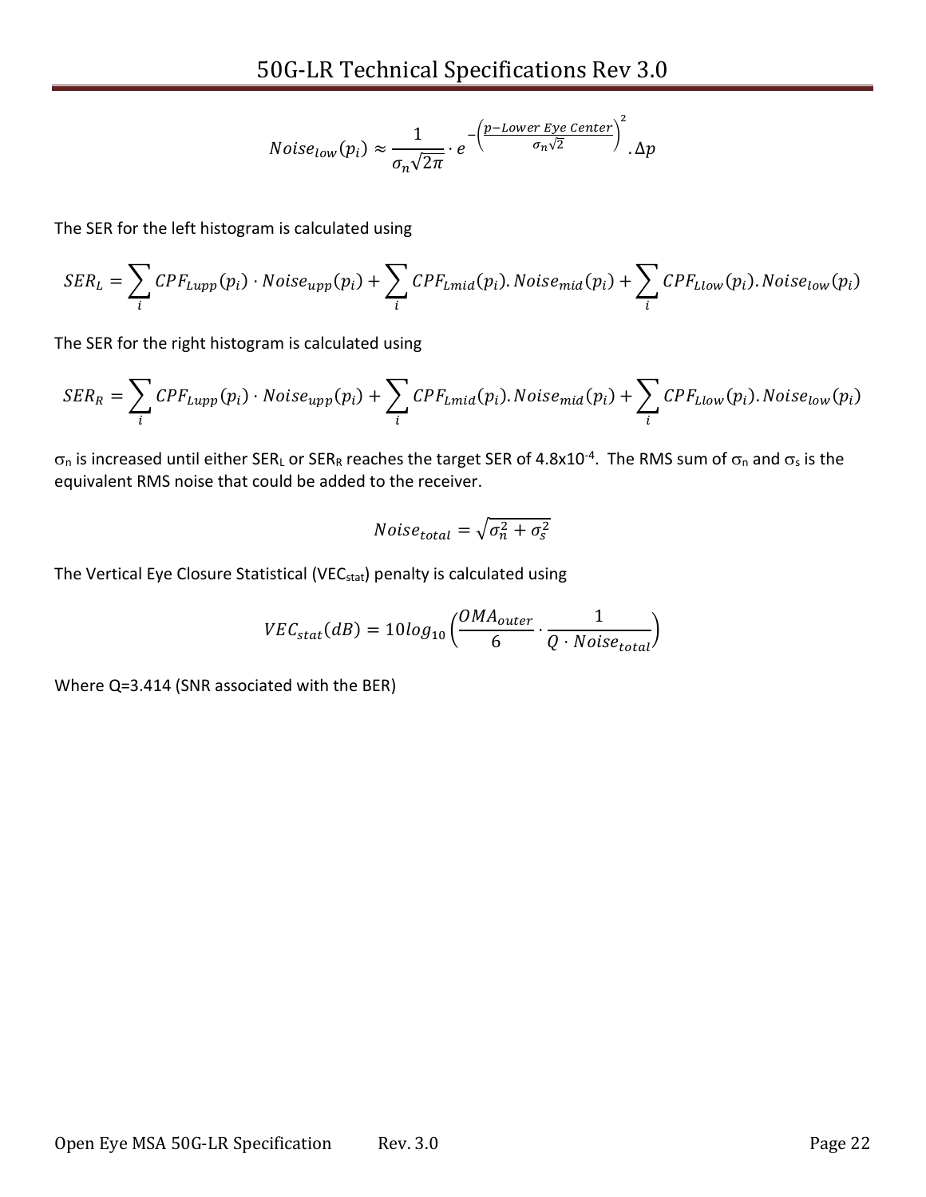$$Noise_{low}(p_i) \approx \frac{1}{\sigma_n\sqrt{2\pi}} \cdot e^{-\left(\frac{p-Lower\ Eye\ Center}{\sigma_n\sqrt{2}}\right)^2} . \Delta p$$

The SER for the left histogram is calculated using

$$SER_L = \sum_i CPF_{Lupp}(p_i) \cdot Noise_{upp}(p_i) + \sum_i CPF_{Lmid}(p_i). Noise_{mid}(p_i) + \sum_i CPF_{Llow}(p_i). Noise_{low}(p_i)$$

The SER for the right histogram is calculated using

$$SER_R = \sum_i CPF_{Lupp}(p_i) \cdot Noise_{upp}(p_i) + \sum_i CPF_{Lmid}(p_i). Noise_{mid}(p_i) + \sum_i CPF_{Llow}(p_i). Noise_{low}(p_i)$$

$\sigma_n$ is increased until either $SER_L$ or $SER_R$ reaches the target SER of $4.8\text{x}10^{-4}$. The RMS sum of $\sigma_n$ and $\sigma_s$ is the equivalent RMS noise that could be added to the receiver.

$$Noise_{total} = \sqrt{\sigma_n^2 + \sigma_s^2}$$

The Vertical Eye Closure Statistical ($VEC_{stat}$) penalty is calculated using

$$VEC_{stat}(dB) = 10log_{10}\left(\frac{OMA_{outer}}{6} \cdot \frac{1}{Q \cdot Noise_{total}}\right)$$

Where Q=3.414 (SNR associated with the BER)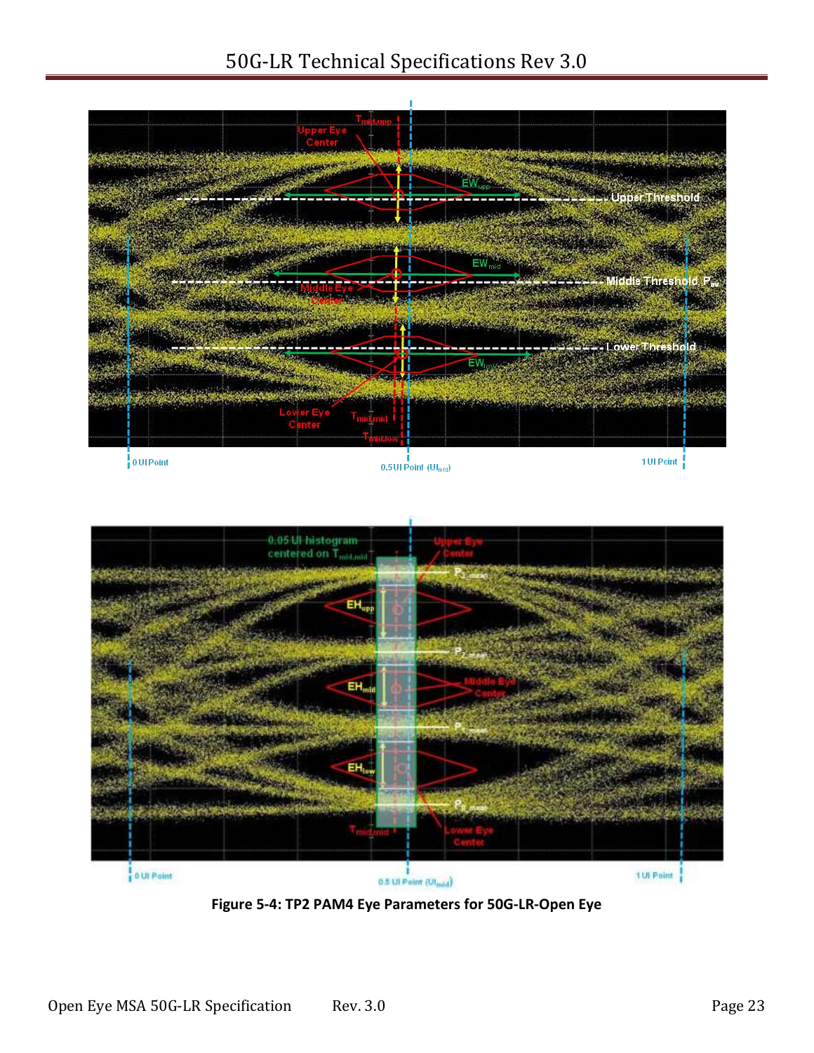**Figure 5-4: TP2 PAM4 Eye Parameters for 50G-LR-Open Eye**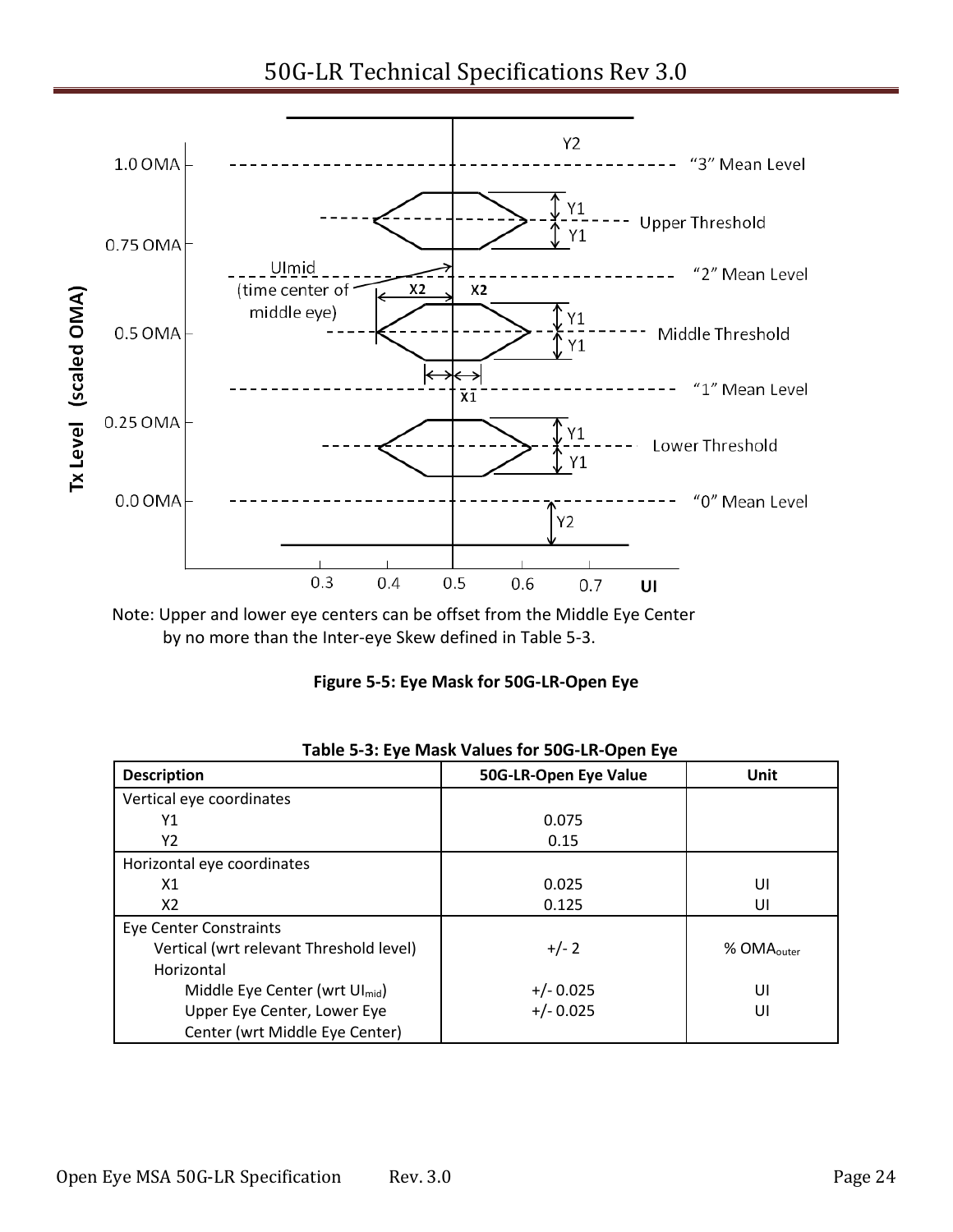Note: Upper and lower eye centers can be offset from the Middle Eye Center by no more than the Inter-eye Skew defined in Table 5-3.

**Figure 5-5: Eye Mask for 50G-LR-Open Eye**

**Table 5-3: Eye Mask Values for 50G-LR-Open Eye**

| Description | 50G-LR-Open Eye Value | Unit |
|---|---|---|
| Vertical eye coordinates | | |
| Y1 | 0.075 | |
| Y2 | 0.15 | |
| Horizontal eye coordinates | | |
| X1 | 0.025 | UI |
| X2 | 0.125 | UI |
| Eye Center Constraints | | |
| Vertical (wrt relevant Threshold level) | +/- 2 | % $OMA_{outer}$ |
| Horizontal | | |
| Middle Eye Center (wrt $UI_{mid}$) | +/- 0.025 | UI |
| Upper Eye Center, Lower Eye Center (wrt Middle Eye Center) | +/- 0.025 | UI |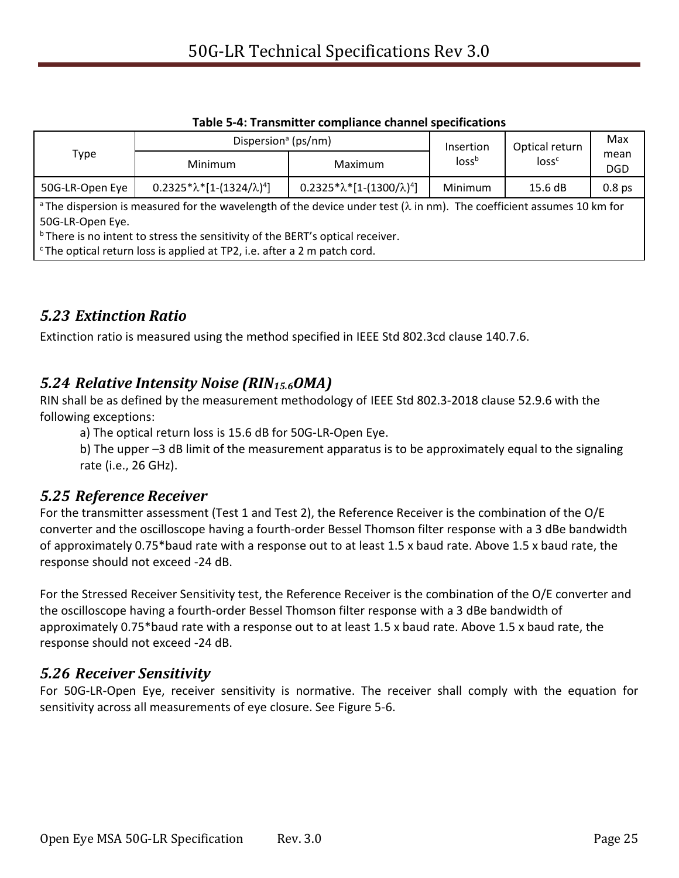**Table 5-4: Transmitter compliance channel specifications**

| Type | Dispersion[a] (ps/nm) | | Insertion loss[b] | Optical return loss[c] | Max mean DGD |
|---|---|---|---|---|---|
| | Minimum | Maximum | | | |
| 50G-LR-Open Eye | $0.2325*\lambda*[1-(1324/\lambda)^4]$ | $0.2325*\lambda*[1-(1300/\lambda)^4]$ | Minimum | 15.6 dB | 0.8 ps |

[a] The dispersion is measured for the wavelength of the device under test (λ in nm). The coefficient assumes 10 km for 50G-LR-Open Eye.
[b] There is no intent to stress the sensitivity of the BERT's optical receiver.
[c] The optical return loss is applied at TP2, i.e. after a 2 m patch cord.

## *5.23 Extinction Ratio*

Extinction ratio is measured using the method specified in IEEE Std 802.3cd clause 140.7.6.

## *5.24 Relative Intensity Noise ($RIN_{15.6}OMA$)*

RIN shall be as defined by the measurement methodology of IEEE Std 802.3-2018 clause 52.9.6 with the following exceptions:

a) The optical return loss is 15.6 dB for 50G-LR-Open Eye.

b) The upper –3 dB limit of the measurement apparatus is to be approximately equal to the signaling rate (i.e., 26 GHz).

## *5.25 Reference Receiver*

For the transmitter assessment (Test 1 and Test 2), the Reference Receiver is the combination of the O/E converter and the oscilloscope having a fourth-order Bessel Thomson filter response with a 3 dBe bandwidth of approximately 0.75*baud rate with a response out to at least 1.5 x baud rate. Above 1.5 x baud rate, the response should not exceed -24 dB.

For the Stressed Receiver Sensitivity test, the Reference Receiver is the combination of the O/E converter and the oscilloscope having a fourth-order Bessel Thomson filter response with a 3 dBe bandwidth of approximately 0.75*baud rate with a response out to at least 1.5 x baud rate. Above 1.5 x baud rate, the response should not exceed -24 dB.

## *5.26 Receiver Sensitivity*

For 50G-LR-Open Eye, receiver sensitivity is normative. The receiver shall comply with the equation for sensitivity across all measurements of eye closure. See Figure 5-6.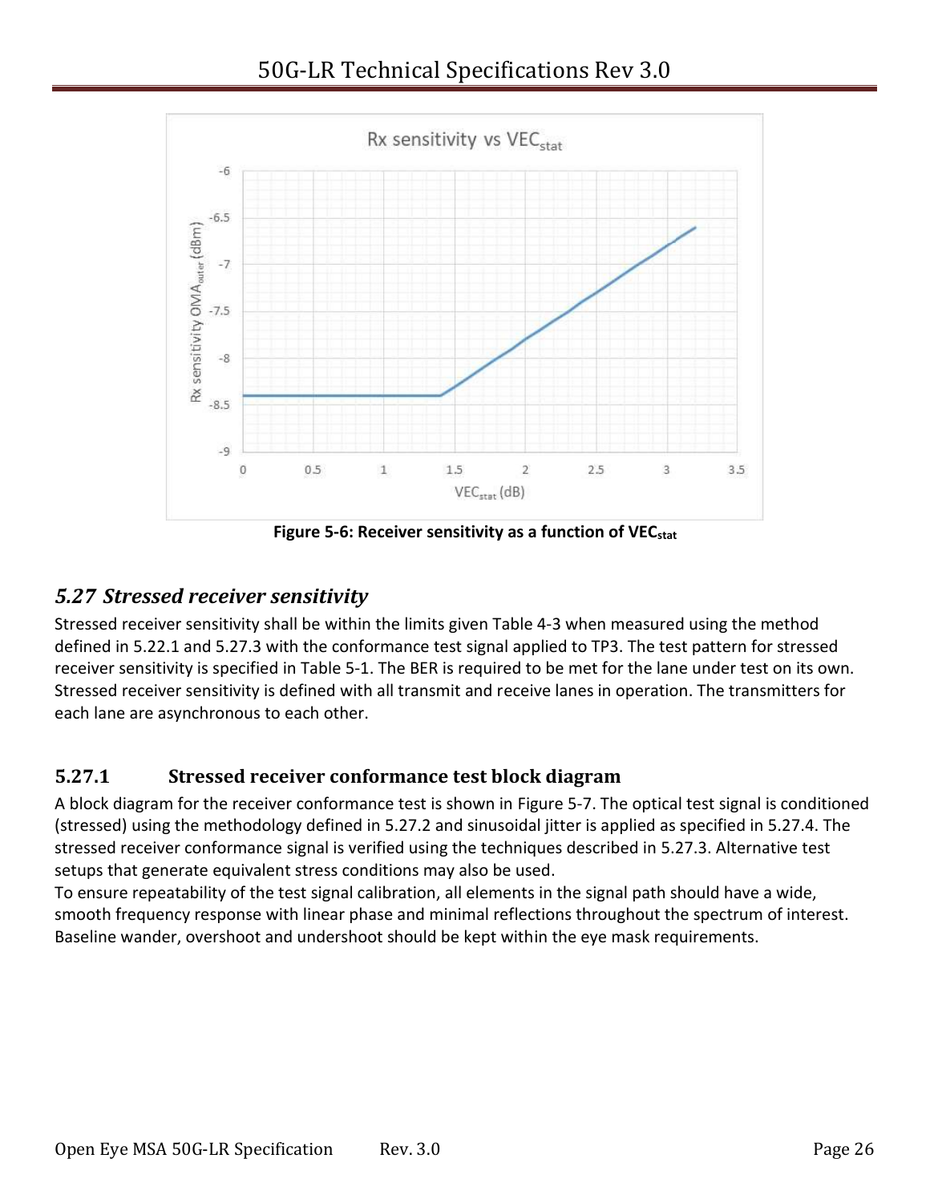Figure 5-6: Receiver sensitivity as a function of $VEC_{stat}$

## 5.27 *Stressed receiver sensitivity*

Stressed receiver sensitivity shall be within the limits given Table 4-3 when measured using the method defined in 5.22.1 and 5.27.3 with the conformance test signal applied to TP3. The test pattern for stressed receiver sensitivity is specified in Table 5-1. The BER is required to be met for the lane under test on its own. Stressed receiver sensitivity is defined with all transmit and receive lanes in operation. The transmitters for each lane are asynchronous to each other.

### 5.27.1 Stressed receiver conformance test block diagram

A block diagram for the receiver conformance test is shown in Figure 5-7. The optical test signal is conditioned (stressed) using the methodology defined in 5.27.2 and sinusoidal jitter is applied as specified in 5.27.4. The stressed receiver conformance signal is verified using the techniques described in 5.27.3. Alternative test setups that generate equivalent stress conditions may also be used.

To ensure repeatability of the test signal calibration, all elements in the signal path should have a wide, smooth frequency response with linear phase and minimal reflections throughout the spectrum of interest. Baseline wander, overshoot and undershoot should be kept within the eye mask requirements.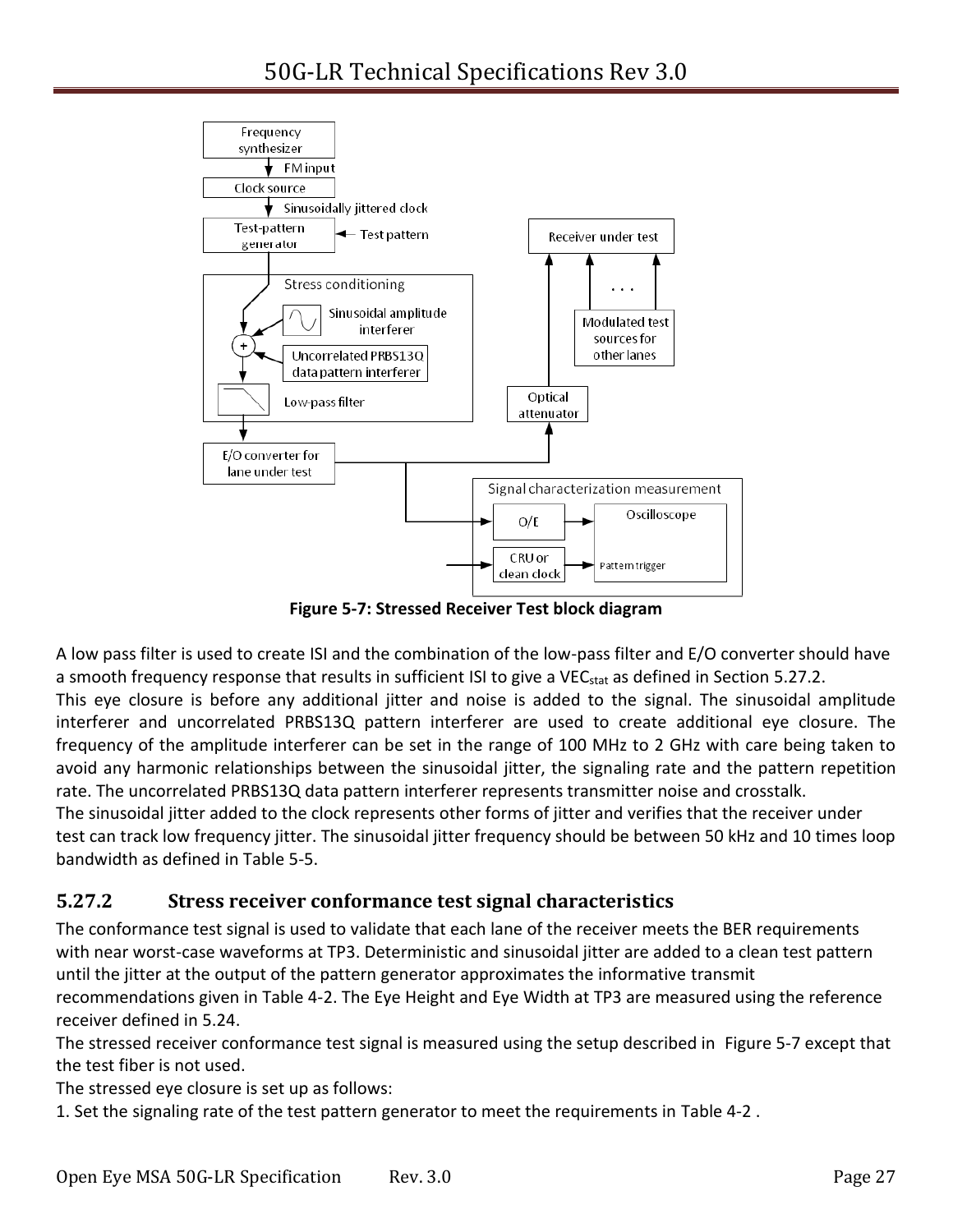Figure 5-7: Stressed Receiver Test block diagram

A low pass filter is used to create ISI and the combination of the low-pass filter and E/O converter should have a smooth frequency response that results in sufficient ISI to give a $VEC_{stat}$ as defined in Section 5.27.2.
This eye closure is before any additional jitter and noise is added to the signal. The sinusoidal amplitude interferer and uncorrelated PRBS13Q pattern interferer are used to create additional eye closure. The frequency of the amplitude interferer can be set in the range of 100 MHz to 2 GHz with care being taken to avoid any harmonic relationships between the sinusoidal jitter, the signaling rate and the pattern repetition rate. The uncorrelated PRBS13Q data pattern interferer represents transmitter noise and crosstalk.
The sinusoidal jitter added to the clock represents other forms of jitter and verifies that the receiver under test can track low frequency jitter. The sinusoidal jitter frequency should be between 50 kHz and 10 times loop bandwidth as defined in Table 5-5.

### 5.27.2 Stress receiver conformance test signal characteristics

The conformance test signal is used to validate that each lane of the receiver meets the BER requirements with near worst-case waveforms at TP3. Deterministic and sinusoidal jitter are added to a clean test pattern until the jitter at the output of the pattern generator approximates the informative transmit recommendations given in Table 4-2. The Eye Height and Eye Width at TP3 are measured using the reference receiver defined in 5.24.
The stressed receiver conformance test signal is measured using the setup described in Figure 5-7 except that the test fiber is not used.
The stressed eye closure is set up as follows:
1. Set the signaling rate of the test pattern generator to meet the requirements in Table 4-2 .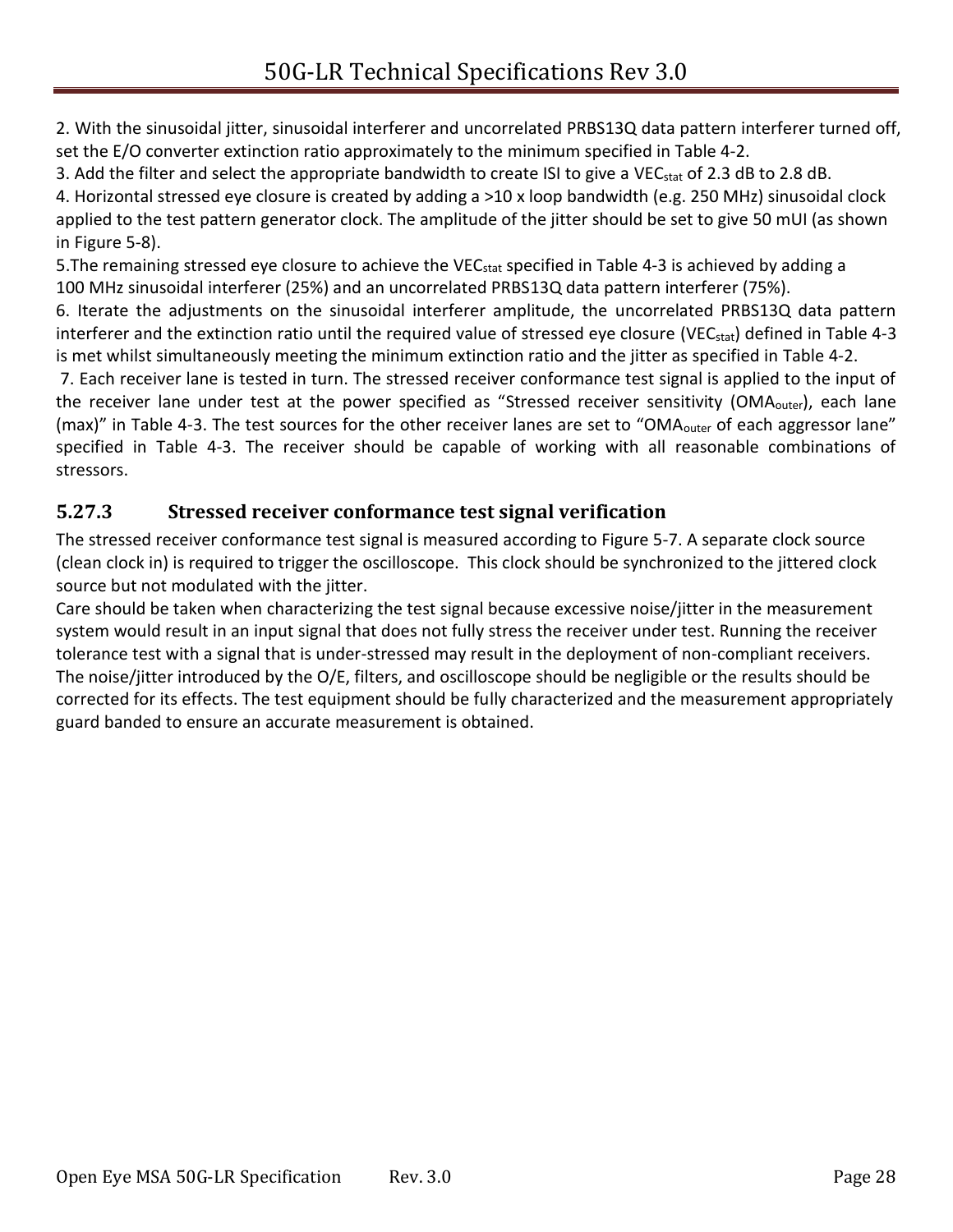2. With the sinusoidal jitter, sinusoidal interferer and uncorrelated PRBS13Q data pattern interferer turned off, set the E/O converter extinction ratio approximately to the minimum specified in Table 4-2.

3. Add the filter and select the appropriate bandwidth to create ISI to give a $VEC_{stat}$ of 2.3 dB to 2.8 dB.

4. Horizontal stressed eye closure is created by adding a >10 x loop bandwidth (e.g. 250 MHz) sinusoidal clock applied to the test pattern generator clock. The amplitude of the jitter should be set to give 50 mUI (as shown in Figure 5-8).

5.The remaining stressed eye closure to achieve the $VEC_{stat}$ specified in Table 4-3 is achieved by adding a 100 MHz sinusoidal interferer (25%) and an uncorrelated PRBS13Q data pattern interferer (75%).

6. Iterate the adjustments on the sinusoidal interferer amplitude, the uncorrelated PRBS13Q data pattern interferer and the extinction ratio until the required value of stressed eye closure ($VEC_{stat}$) defined in Table 4-3 is met whilst simultaneously meeting the minimum extinction ratio and the jitter as specified in Table 4-2.

7. Each receiver lane is tested in turn. The stressed receiver conformance test signal is applied to the input of the receiver lane under test at the power specified as "Stressed receiver sensitivity ($OMA_{outer}$), each lane (max)" in Table 4-3. The test sources for the other receiver lanes are set to "$OMA_{outer}$ of each aggressor lane" specified in Table 4-3. The receiver should be capable of working with all reasonable combinations of stressors.

### 5.27.3 Stressed receiver conformance test signal verification

The stressed receiver conformance test signal is measured according to Figure 5-7. A separate clock source (clean clock in) is required to trigger the oscilloscope. This clock should be synchronized to the jittered clock source but not modulated with the jitter.

Care should be taken when characterizing the test signal because excessive noise/jitter in the measurement system would result in an input signal that does not fully stress the receiver under test. Running the receiver tolerance test with a signal that is under-stressed may result in the deployment of non-compliant receivers. The noise/jitter introduced by the O/E, filters, and oscilloscope should be negligible or the results should be corrected for its effects. The test equipment should be fully characterized and the measurement appropriately guard banded to ensure an accurate measurement is obtained.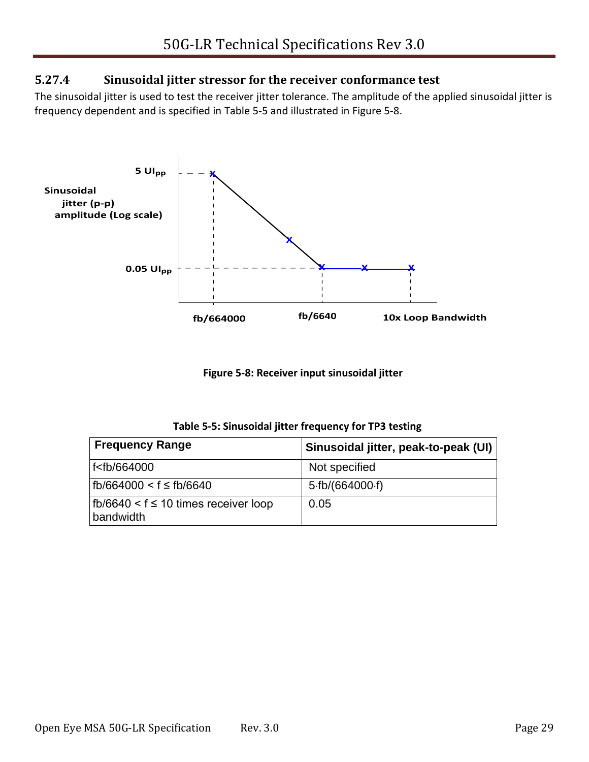### 5.27.4 Sinusoidal jitter stressor for the receiver conformance test

The sinusoidal jitter is used to test the receiver jitter tolerance. The amplitude of the applied sinusoidal jitter is frequency dependent and is specified in Table 5-5 and illustrated in Figure 5-8.

Sinusoidal jitter (p-p) amplitude (Log scale)

$5\ UI_{pp}$

$0.05\ UI_{pp}$

fb/664000 fb/6640 10x Loop Bandwidth

**Figure 5-8: Receiver input sinusoidal jitter**

**Table 5-5: Sinusoidal jitter frequency for TP3 testing**

| Frequency Range | Sinusoidal jitter, peak-to-peak (UI) |
|---|---|
| f<fb/664000 | Not specified |
| fb/664000 < f ≤ fb/6640 | 5·fb/(664000·f) |
| fb/6640 < f ≤ 10 times receiver loop bandwidth | 0.05 |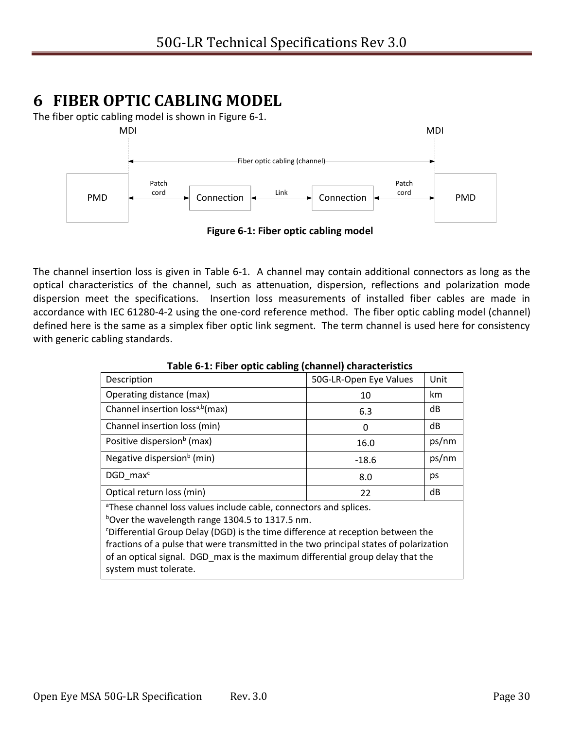# 6 FIBER OPTIC CABLING MODEL

The fiber optic cabling model is shown in Figure 6-1.

**Figure 6-1: Fiber optic cabling model**

The channel insertion loss is given in Table 6-1. A channel may contain additional connectors as long as the optical characteristics of the channel, such as attenuation, dispersion, reflections and polarization mode dispersion meet the specifications. Insertion loss measurements of installed fiber cables are made in accordance with IEC 61280-4-2 using the one-cord reference method. The fiber optic cabling model (channel) defined here is the same as a simplex fiber optic link segment. The term channel is used here for consistency with generic cabling standards.

**Table 6-1: Fiber optic cabling (channel) characteristics**

| Description | 50G-LR-Open Eye Values | Unit |
|---|---|---|
| Operating distance (max) | 10 | km |
| Channel insertion loss[a,b](max) | 6.3 | dB |
| Channel insertion loss (min) | 0 | dB |
| Positive dispersion[b] (max) | 16.0 | ps/nm |
| Negative dispersion[b] (min) | -18.6 | ps/nm |
| DGD_max[c] | 8.0 | ps |
| Optical return loss (min) | 22 | dB |

[a]These channel loss values include cable, connectors and splices.
[b]Over the wavelength range 1304.5 to 1317.5 nm.
[c]Differential Group Delay (DGD) is the time difference at reception between the fractions of a pulse that were transmitted in the two principal states of polarization of an optical signal. DGD_max is the maximum differential group delay that the system must tolerate.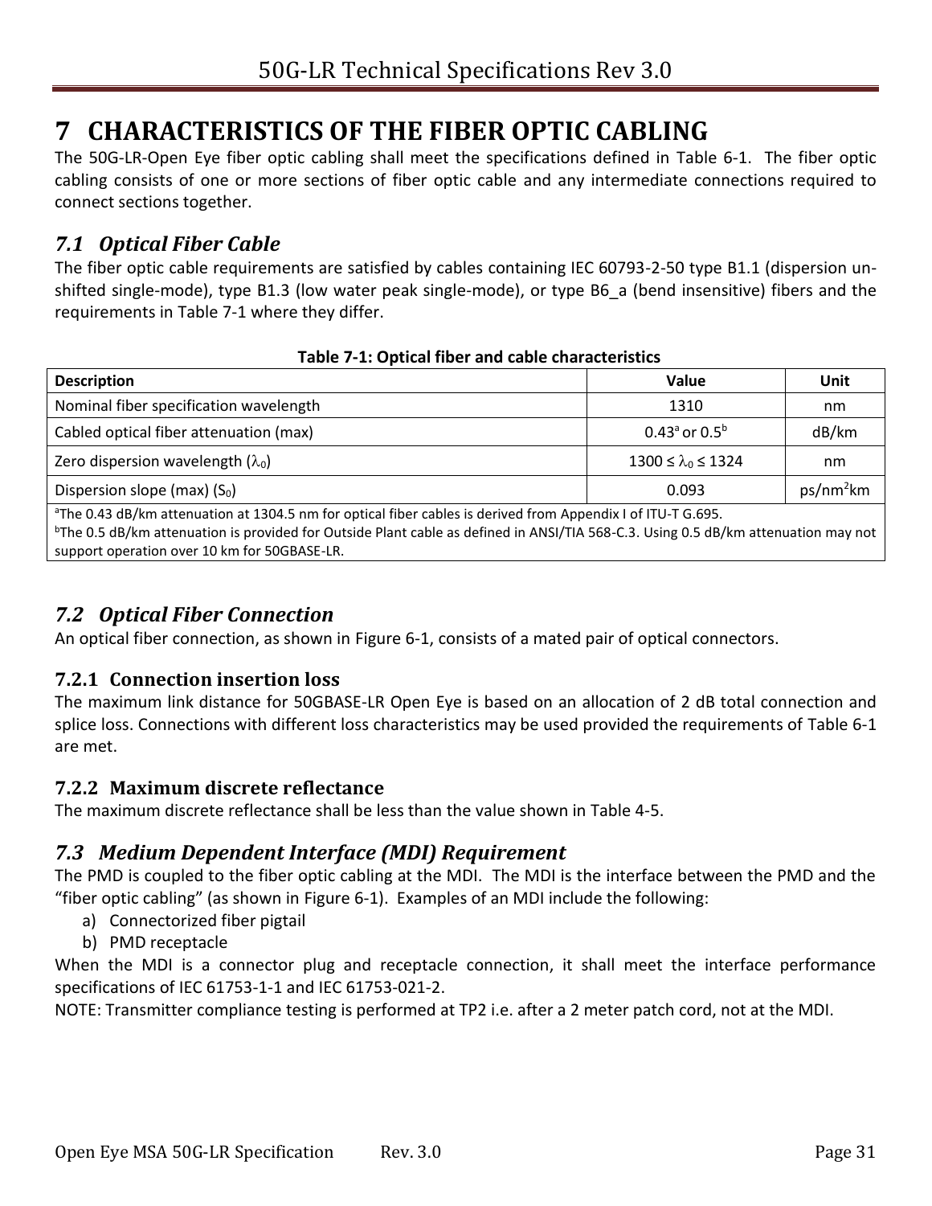# 7 CHARACTERISTICS OF THE FIBER OPTIC CABLING

The 50G-LR-Open Eye fiber optic cabling shall meet the specifications defined in Table 6-1. The fiber optic cabling consists of one or more sections of fiber optic cable and any intermediate connections required to connect sections together.

## *7.1 Optical Fiber Cable*

The fiber optic cable requirements are satisfied by cables containing IEC 60793-2-50 type B1.1 (dispersion un-shifted single-mode), type B1.3 (low water peak single-mode), or type B6_a (bend insensitive) fibers and the requirements in Table 7-1 where they differ.

**Table 7-1: Optical fiber and cable characteristics**

| Description | Value | Unit |
|---|---|---|
| Nominal fiber specification wavelength | 1310 | nm |
| Cabled optical fiber attenuation (max) | 0.43[a] or 0.5[b] | dB/km |
| Zero dispersion wavelength ($\lambda_0$) | $1300 \le \lambda_0 \le 1324$ | nm |
| Dispersion slope (max) ($S_0$) | 0.093 | ps/nm$^2$km |
| [a]The 0.43 dB/km attenuation at 1304.5 nm for optical fiber cables is derived from Appendix I of ITU-T G.695. [b]The 0.5 dB/km attenuation is provided for Outside Plant cable as defined in ANSI/TIA 568-C.3. Using 0.5 dB/km attenuation may not support operation over 10 km for 50GBASE-LR. | | |

## *7.2 Optical Fiber Connection*

An optical fiber connection, as shown in Figure 6-1, consists of a mated pair of optical connectors.

### 7.2.1 Connection insertion loss

The maximum link distance for 50GBASE-LR Open Eye is based on an allocation of 2 dB total connection and splice loss. Connections with different loss characteristics may be used provided the requirements of Table 6-1 are met.

### 7.2.2 Maximum discrete reflectance

The maximum discrete reflectance shall be less than the value shown in Table 4-5.

## *7.3 Medium Dependent Interface (MDI) Requirement*

The PMD is coupled to the fiber optic cabling at the MDI. The MDI is the interface between the PMD and the "fiber optic cabling" (as shown in Figure 6-1). Examples of an MDI include the following:

a) Connectorized fiber pigtail
b) PMD receptacle

When the MDI is a connector plug and receptacle connection, it shall meet the interface performance specifications of IEC 61753-1-1 and IEC 61753-021-2.

NOTE: Transmitter compliance testing is performed at TP2 i.e. after a 2 meter patch cord, not at the MDI.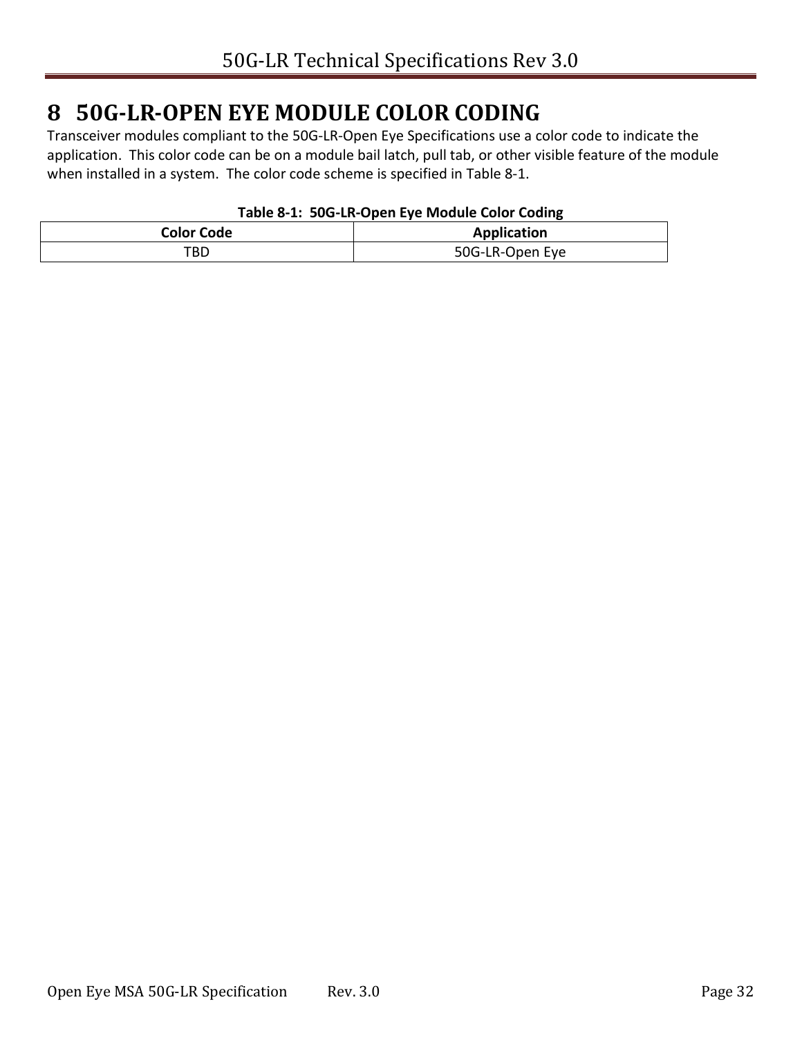# 8 50G-LR-OPEN EYE MODULE COLOR CODING

Transceiver modules compliant to the 50G-LR-Open Eye Specifications use a color code to indicate the application. This color code can be on a module bail latch, pull tab, or other visible feature of the module when installed in a system. The color code scheme is specified in Table 8-1.

**Table 8-1: 50G-LR-Open Eye Module Color Coding**

| Color Code | Application |
|---|---|
| TBD | 50G-LR-Open Eye |